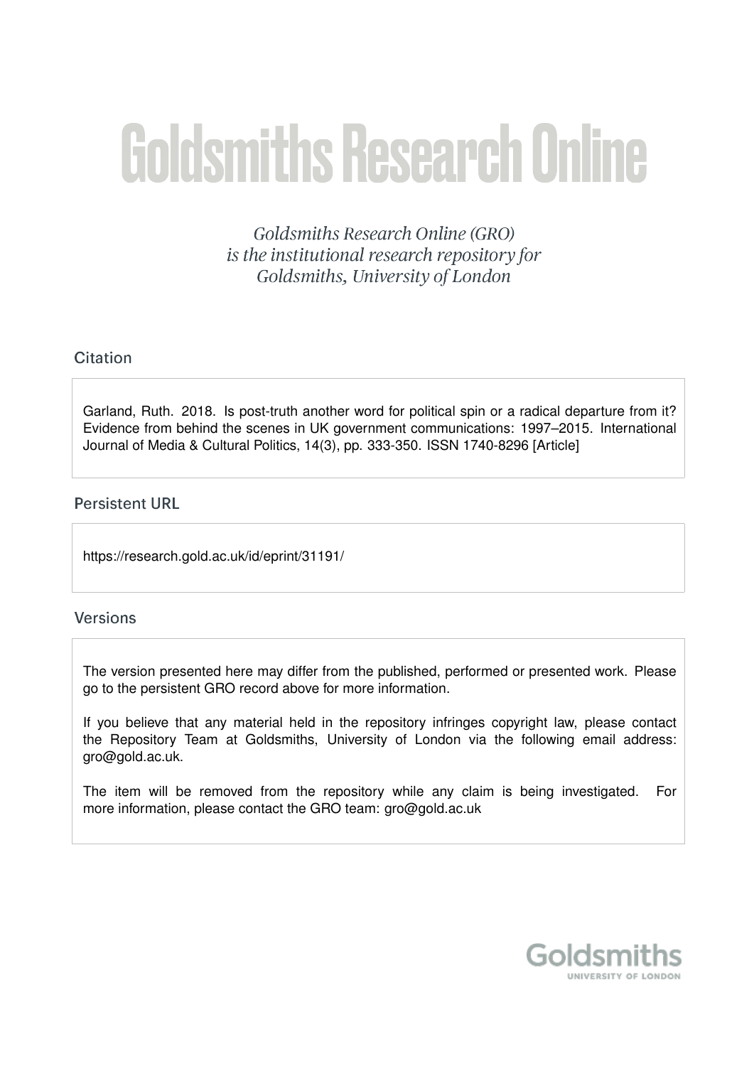# Goldsmiths Research Online

*Goldsmiths Research Online (GRO) is the institutional research repository for Goldsmiths, University of London*

## Citation

Garland, Ruth. 2018. Is post-truth another word for political spin or a radical departure from it? Evidence from behind the scenes in UK government communications: 1997–2015. International Journal of Media & Cultural Politics, 14(3), pp. 333-350. ISSN 1740-8296 [Article]

## Persistent URL

https://research.gold.ac.uk/id/eprint/31191/

## Versions

The version presented here may differ from the published, performed or presented work. Please go to the persistent GRO record above for more information.

If you believe that any material held in the repository infringes copyright law, please contact the Repository Team at Goldsmiths, University of London via the following email address: gro@gold.ac.uk.

The item will be removed from the repository while any claim is being investigated. For more information, please contact the GRO team: gro@gold.ac.uk

Goldsmiths
UNIVERSITY OF LONDON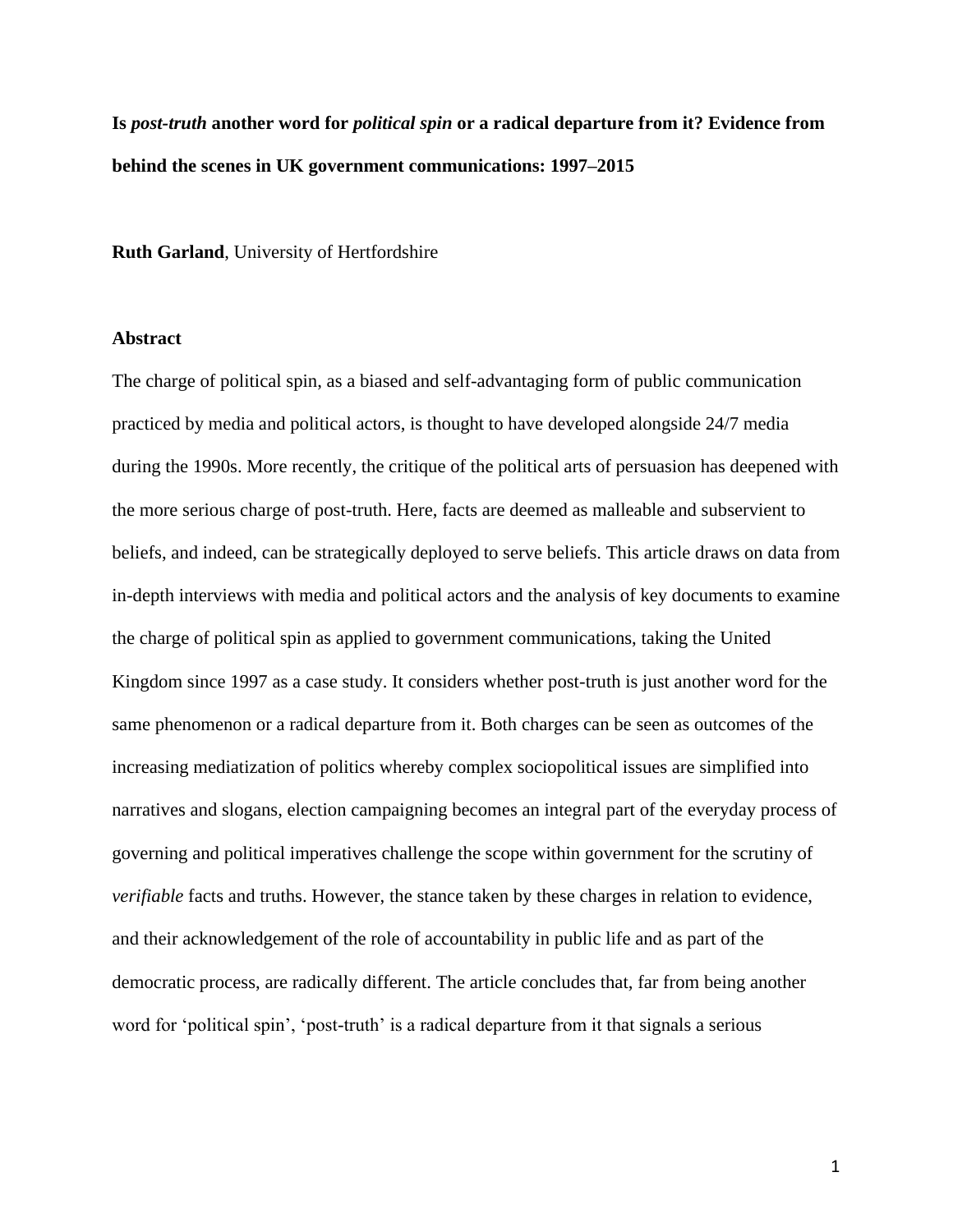**Is *post-truth* another word for *political spin* or a radical departure from it? Evidence from behind the scenes in UK government communications: 1997–2015**

**Ruth Garland**, University of Hertfordshire

## Abstract

The charge of political spin, as a biased and self-advantaging form of public communication practiced by media and political actors, is thought to have developed alongside 24/7 media during the 1990s. More recently, the critique of the political arts of persuasion has deepened with the more serious charge of post-truth. Here, facts are deemed as malleable and subservient to beliefs, and indeed, can be strategically deployed to serve beliefs. This article draws on data from in-depth interviews with media and political actors and the analysis of key documents to examine the charge of political spin as applied to government communications, taking the United Kingdom since 1997 as a case study. It considers whether post-truth is just another word for the same phenomenon or a radical departure from it. Both charges can be seen as outcomes of the increasing mediatization of politics whereby complex sociopolitical issues are simplified into narratives and slogans, election campaigning becomes an integral part of the everyday process of governing and political imperatives challenge the scope within government for the scrutiny of *verifiable* facts and truths. However, the stance taken by these charges in relation to evidence, and their acknowledgement of the role of accountability in public life and as part of the democratic process, are radically different. The article concludes that, far from being another word for 'political spin', 'post-truth' is a radical departure from it that signals a serious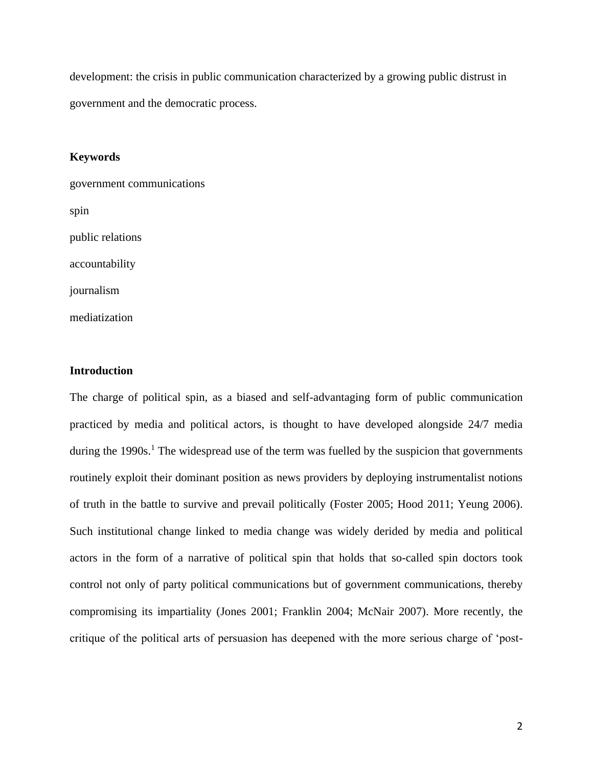development: the crisis in public communication characterized by a growing public distrust in government and the democratic process.

**Keywords**

government communications

spin

public relations

accountability

journalism

mediatization

**Introduction**

The charge of political spin, as a biased and self-advantaging form of public communication practiced by media and political actors, is thought to have developed alongside 24/7 media during the 1990s.[1] The widespread use of the term was fuelled by the suspicion that governments routinely exploit their dominant position as news providers by deploying instrumentalist notions of truth in the battle to survive and prevail politically (Foster 2005; Hood 2011; Yeung 2006). Such institutional change linked to media change was widely derided by media and political actors in the form of a narrative of political spin that holds that so-called spin doctors took control not only of party political communications but of government communications, thereby compromising its impartiality (Jones 2001; Franklin 2004; McNair 2007). More recently, the critique of the political arts of persuasion has deepened with the more serious charge of 'post-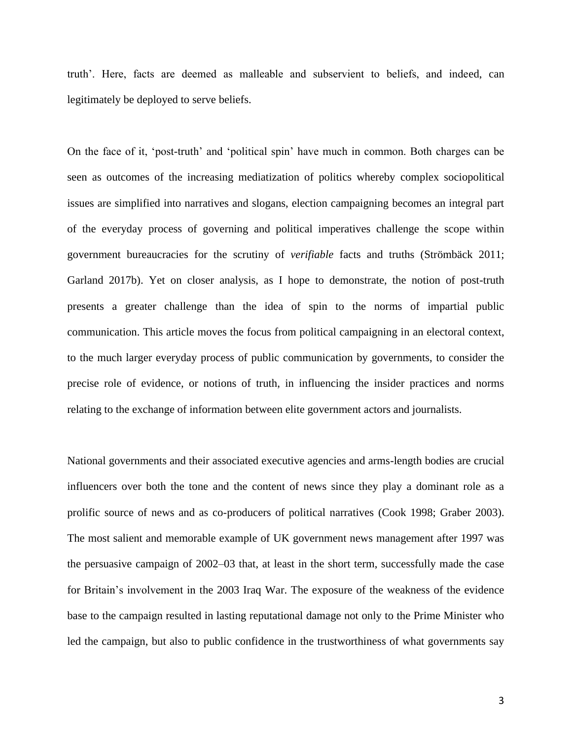truth'. Here, facts are deemed as malleable and subservient to beliefs, and indeed, can legitimately be deployed to serve beliefs.

On the face of it, 'post-truth' and 'political spin' have much in common. Both charges can be seen as outcomes of the increasing mediatization of politics whereby complex sociopolitical issues are simplified into narratives and slogans, election campaigning becomes an integral part of the everyday process of governing and political imperatives challenge the scope within government bureaucracies for the scrutiny of *verifiable* facts and truths (Strömbäck 2011; Garland 2017b). Yet on closer analysis, as I hope to demonstrate, the notion of post-truth presents a greater challenge than the idea of spin to the norms of impartial public communication. This article moves the focus from political campaigning in an electoral context, to the much larger everyday process of public communication by governments, to consider the precise role of evidence, or notions of truth, in influencing the insider practices and norms relating to the exchange of information between elite government actors and journalists.

National governments and their associated executive agencies and arms-length bodies are crucial influencers over both the tone and the content of news since they play a dominant role as a prolific source of news and as co-producers of political narratives (Cook 1998; Graber 2003). The most salient and memorable example of UK government news management after 1997 was the persuasive campaign of 2002–03 that, at least in the short term, successfully made the case for Britain's involvement in the 2003 Iraq War. The exposure of the weakness of the evidence base to the campaign resulted in lasting reputational damage not only to the Prime Minister who led the campaign, but also to public confidence in the trustworthiness of what governments say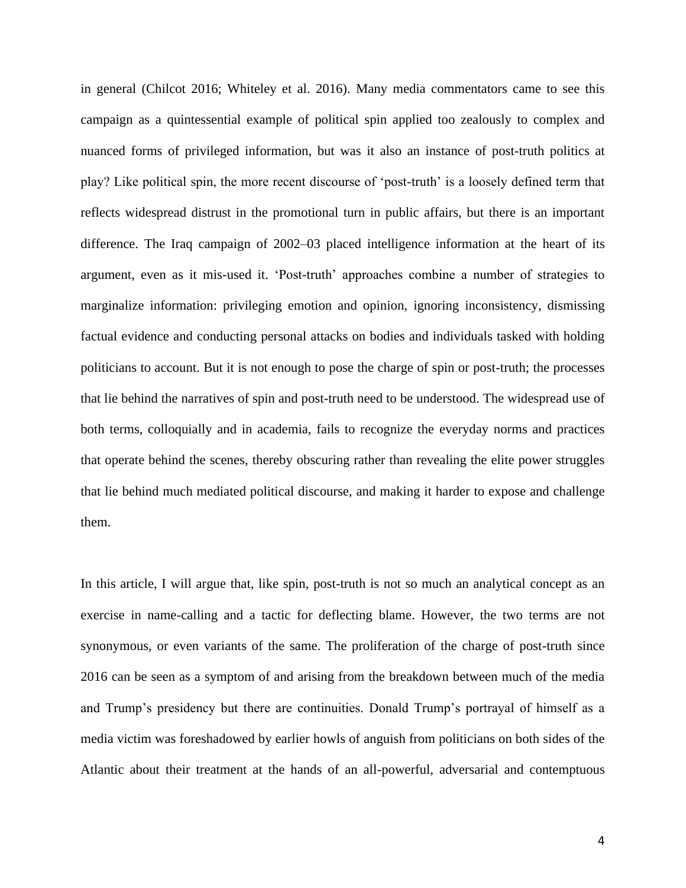in general (Chilcot 2016; Whiteley et al. 2016). Many media commentators came to see this campaign as a quintessential example of political spin applied too zealously to complex and nuanced forms of privileged information, but was it also an instance of post-truth politics at play? Like political spin, the more recent discourse of 'post-truth' is a loosely defined term that reflects widespread distrust in the promotional turn in public affairs, but there is an important difference. The Iraq campaign of 2002–03 placed intelligence information at the heart of its argument, even as it mis-used it. 'Post-truth' approaches combine a number of strategies to marginalize information: privileging emotion and opinion, ignoring inconsistency, dismissing factual evidence and conducting personal attacks on bodies and individuals tasked with holding politicians to account. But it is not enough to pose the charge of spin or post-truth; the processes that lie behind the narratives of spin and post-truth need to be understood. The widespread use of both terms, colloquially and in academia, fails to recognize the everyday norms and practices that operate behind the scenes, thereby obscuring rather than revealing the elite power struggles that lie behind much mediated political discourse, and making it harder to expose and challenge them.

In this article, I will argue that, like spin, post-truth is not so much an analytical concept as an exercise in name-calling and a tactic for deflecting blame. However, the two terms are not synonymous, or even variants of the same. The proliferation of the charge of post-truth since 2016 can be seen as a symptom of and arising from the breakdown between much of the media and Trump's presidency but there are continuities. Donald Trump's portrayal of himself as a media victim was foreshadowed by earlier howls of anguish from politicians on both sides of the Atlantic about their treatment at the hands of an all-powerful, adversarial and contemptuous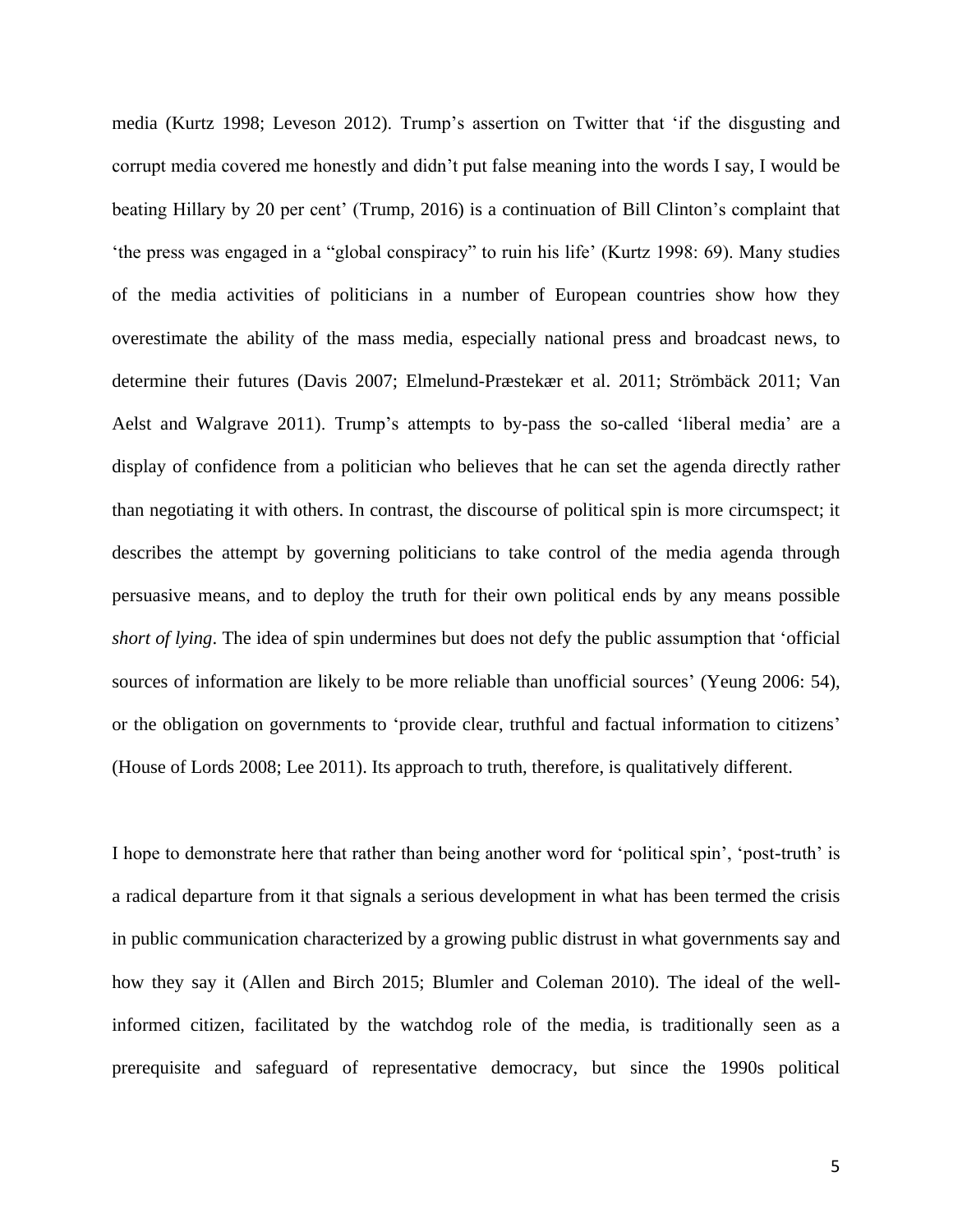media (Kurtz 1998; Leveson 2012). Trump's assertion on Twitter that 'if the disgusting and corrupt media covered me honestly and didn't put false meaning into the words I say, I would be beating Hillary by 20 per cent' (Trump, 2016) is a continuation of Bill Clinton's complaint that 'the press was engaged in a "global conspiracy" to ruin his life' (Kurtz 1998: 69). Many studies of the media activities of politicians in a number of European countries show how they overestimate the ability of the mass media, especially national press and broadcast news, to determine their futures (Davis 2007; Elmelund-Præstekær et al. 2011; Strömbäck 2011; Van Aelst and Walgrave 2011). Trump's attempts to by-pass the so-called 'liberal media' are a display of confidence from a politician who believes that he can set the agenda directly rather than negotiating it with others. In contrast, the discourse of political spin is more circumspect; it describes the attempt by governing politicians to take control of the media agenda through persuasive means, and to deploy the truth for their own political ends by any means possible *short of lying*. The idea of spin undermines but does not defy the public assumption that 'official sources of information are likely to be more reliable than unofficial sources' (Yeung 2006: 54), or the obligation on governments to 'provide clear, truthful and factual information to citizens' (House of Lords 2008; Lee 2011). Its approach to truth, therefore, is qualitatively different.

I hope to demonstrate here that rather than being another word for 'political spin', 'post-truth' is a radical departure from it that signals a serious development in what has been termed the crisis in public communication characterized by a growing public distrust in what governments say and how they say it (Allen and Birch 2015; Blumler and Coleman 2010). The ideal of the well-informed citizen, facilitated by the watchdog role of the media, is traditionally seen as a prerequisite and safeguard of representative democracy, but since the 1990s political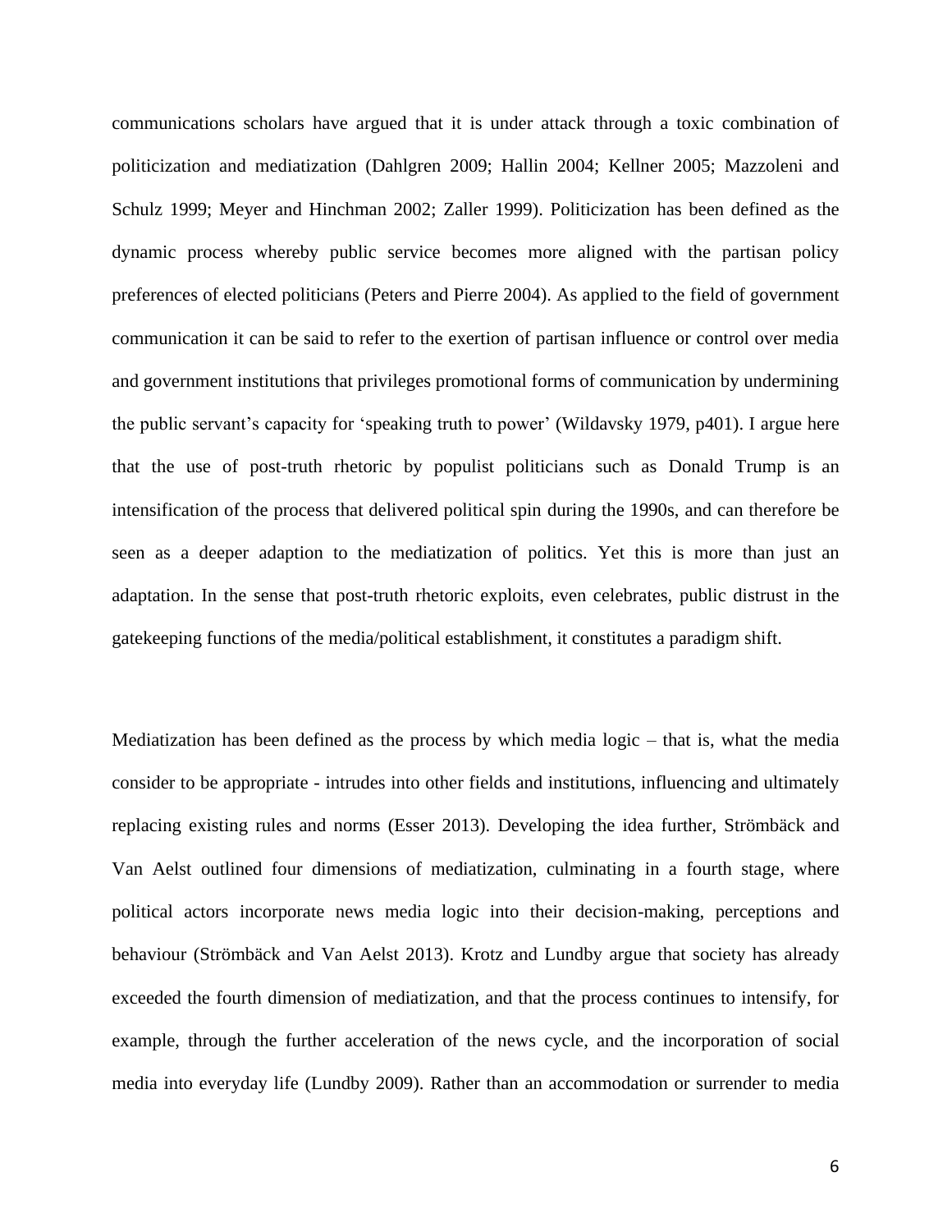communications scholars have argued that it is under attack through a toxic combination of politicization and mediatization (Dahlgren 2009; Hallin 2004; Kellner 2005; Mazzoleni and Schulz 1999; Meyer and Hinchman 2002; Zaller 1999). Politicization has been defined as the dynamic process whereby public service becomes more aligned with the partisan policy preferences of elected politicians (Peters and Pierre 2004). As applied to the field of government communication it can be said to refer to the exertion of partisan influence or control over media and government institutions that privileges promotional forms of communication by undermining the public servant's capacity for 'speaking truth to power' (Wildavsky 1979, p401). I argue here that the use of post-truth rhetoric by populist politicians such as Donald Trump is an intensification of the process that delivered political spin during the 1990s, and can therefore be seen as a deeper adaption to the mediatization of politics. Yet this is more than just an adaptation. In the sense that post-truth rhetoric exploits, even celebrates, public distrust in the gatekeeping functions of the media/political establishment, it constitutes a paradigm shift.

Mediatization has been defined as the process by which media logic – that is, what the media consider to be appropriate - intrudes into other fields and institutions, influencing and ultimately replacing existing rules and norms (Esser 2013). Developing the idea further, Strömbäck and Van Aelst outlined four dimensions of mediatization, culminating in a fourth stage, where political actors incorporate news media logic into their decision-making, perceptions and behaviour (Strömbäck and Van Aelst 2013). Krotz and Lundby argue that society has already exceeded the fourth dimension of mediatization, and that the process continues to intensify, for example, through the further acceleration of the news cycle, and the incorporation of social media into everyday life (Lundby 2009). Rather than an accommodation or surrender to media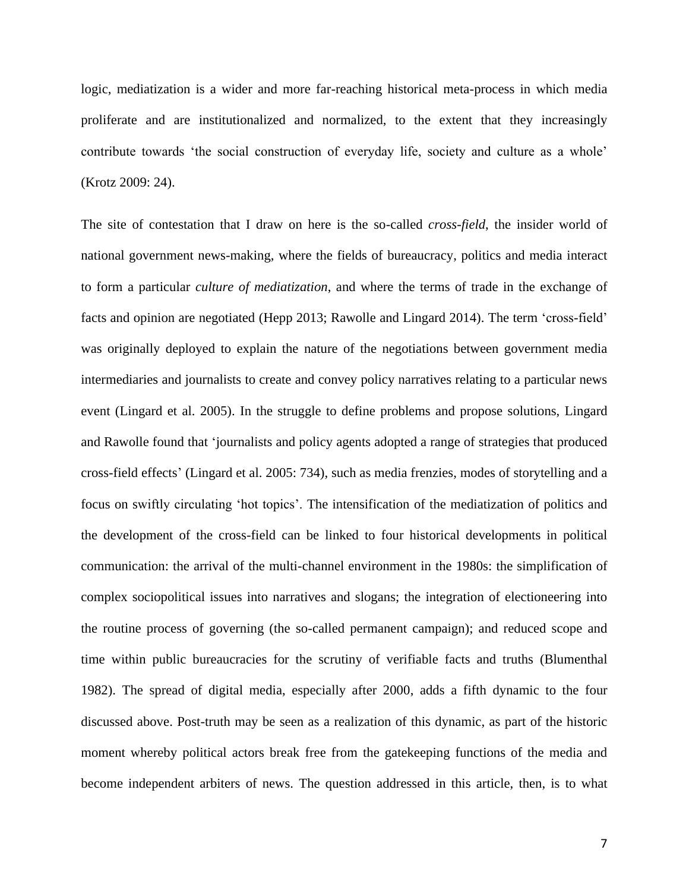logic, mediatization is a wider and more far-reaching historical meta-process in which media proliferate and are institutionalized and normalized, to the extent that they increasingly contribute towards 'the social construction of everyday life, society and culture as a whole' (Krotz 2009: 24).

The site of contestation that I draw on here is the so-called *cross-field*, the insider world of national government news-making, where the fields of bureaucracy, politics and media interact to form a particular *culture of mediatization*, and where the terms of trade in the exchange of facts and opinion are negotiated (Hepp 2013; Rawolle and Lingard 2014). The term 'cross-field' was originally deployed to explain the nature of the negotiations between government media intermediaries and journalists to create and convey policy narratives relating to a particular news event (Lingard et al. 2005). In the struggle to define problems and propose solutions, Lingard and Rawolle found that 'journalists and policy agents adopted a range of strategies that produced cross-field effects' (Lingard et al. 2005: 734), such as media frenzies, modes of storytelling and a focus on swiftly circulating 'hot topics'. The intensification of the mediatization of politics and the development of the cross-field can be linked to four historical developments in political communication: the arrival of the multi-channel environment in the 1980s: the simplification of complex sociopolitical issues into narratives and slogans; the integration of electioneering into the routine process of governing (the so-called permanent campaign); and reduced scope and time within public bureaucracies for the scrutiny of verifiable facts and truths (Blumenthal 1982). The spread of digital media, especially after 2000, adds a fifth dynamic to the four discussed above. Post-truth may be seen as a realization of this dynamic, as part of the historic moment whereby political actors break free from the gatekeeping functions of the media and become independent arbiters of news. The question addressed in this article, then, is to what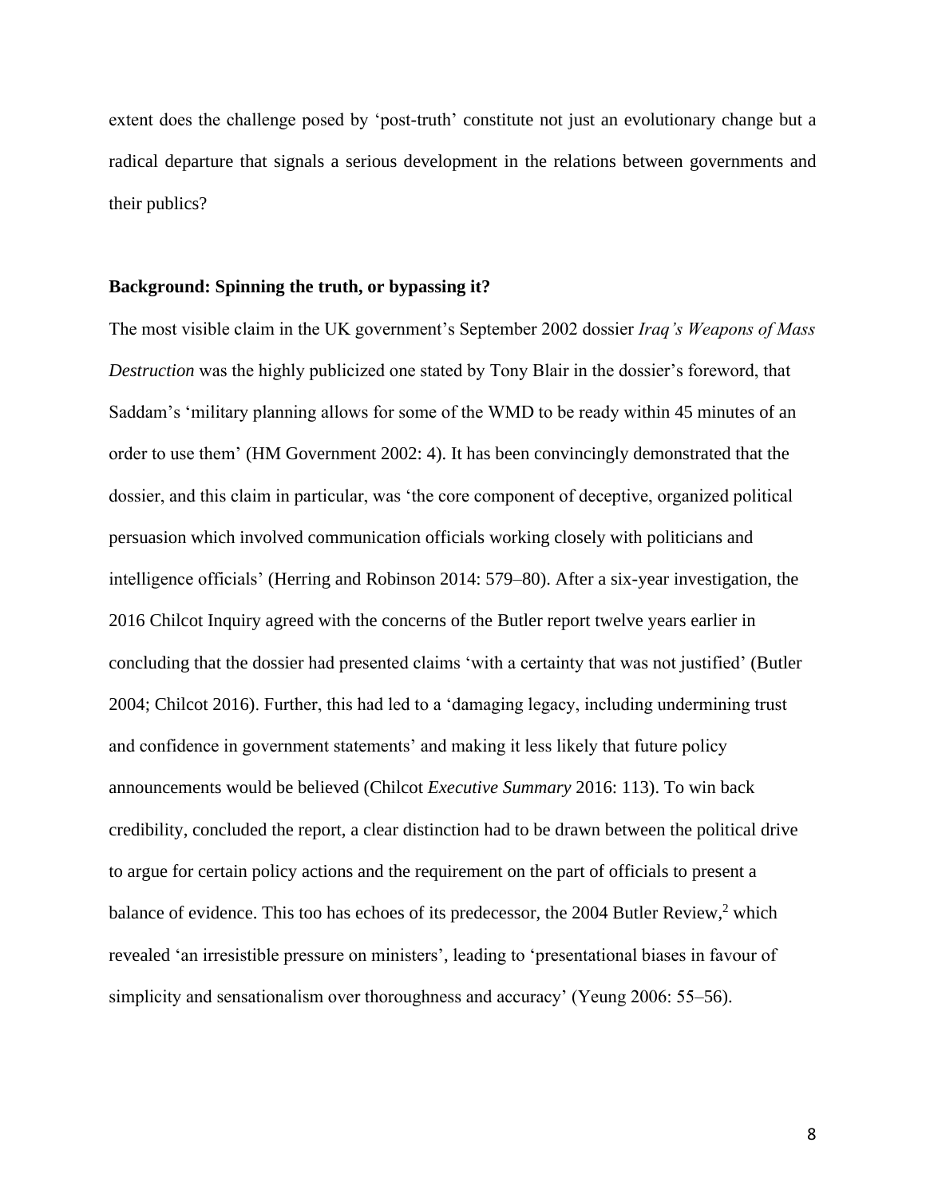extent does the challenge posed by 'post-truth' constitute not just an evolutionary change but a radical departure that signals a serious development in the relations between governments and their publics?

**Background: Spinning the truth, or bypassing it?**

The most visible claim in the UK government's September 2002 dossier *Iraq's Weapons of Mass Destruction* was the highly publicized one stated by Tony Blair in the dossier's foreword, that Saddam's 'military planning allows for some of the WMD to be ready within 45 minutes of an order to use them' (HM Government 2002: 4). It has been convincingly demonstrated that the dossier, and this claim in particular, was 'the core component of deceptive, organized political persuasion which involved communication officials working closely with politicians and intelligence officials' (Herring and Robinson 2014: 579–80). After a six-year investigation, the 2016 Chilcot Inquiry agreed with the concerns of the Butler report twelve years earlier in concluding that the dossier had presented claims 'with a certainty that was not justified' (Butler 2004; Chilcot 2016). Further, this had led to a 'damaging legacy, including undermining trust and confidence in government statements' and making it less likely that future policy announcements would be believed (Chilcot *Executive Summary* 2016: 113). To win back credibility, concluded the report, a clear distinction had to be drawn between the political drive to argue for certain policy actions and the requirement on the part of officials to present a balance of evidence. This too has echoes of its predecessor, the 2004 Butler Review,[2] which revealed 'an irresistible pressure on ministers', leading to 'presentational biases in favour of simplicity and sensationalism over thoroughness and accuracy' (Yeung 2006: 55–56).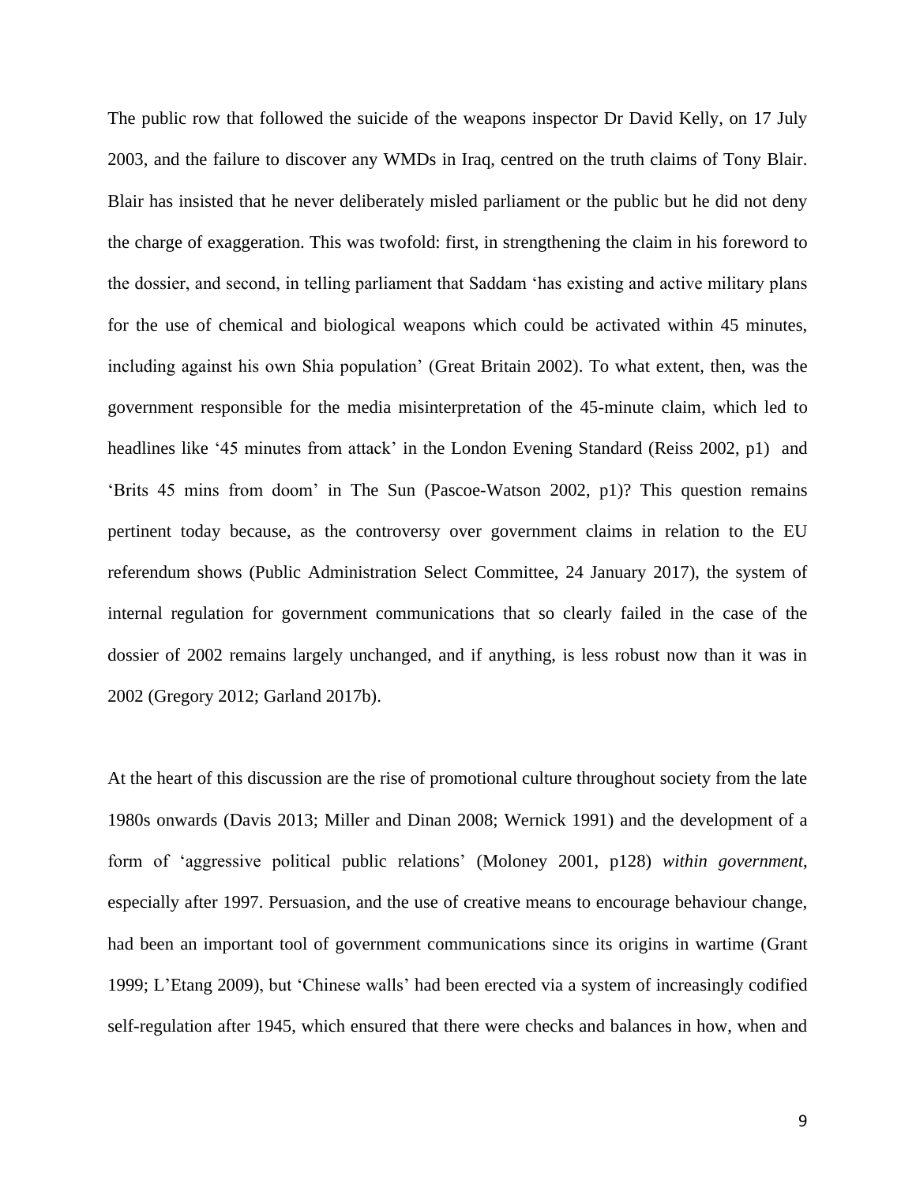The public row that followed the suicide of the weapons inspector Dr David Kelly, on 17 July 2003, and the failure to discover any WMDs in Iraq, centred on the truth claims of Tony Blair. Blair has insisted that he never deliberately misled parliament or the public but he did not deny the charge of exaggeration. This was twofold: first, in strengthening the claim in his foreword to the dossier, and second, in telling parliament that Saddam 'has existing and active military plans for the use of chemical and biological weapons which could be activated within 45 minutes, including against his own Shia population' (Great Britain 2002). To what extent, then, was the government responsible for the media misinterpretation of the 45-minute claim, which led to headlines like '45 minutes from attack' in the London Evening Standard (Reiss 2002, p1) and 'Brits 45 mins from doom' in The Sun (Pascoe-Watson 2002, p1)? This question remains pertinent today because, as the controversy over government claims in relation to the EU referendum shows (Public Administration Select Committee, 24 January 2017), the system of internal regulation for government communications that so clearly failed in the case of the dossier of 2002 remains largely unchanged, and if anything, is less robust now than it was in 2002 (Gregory 2012; Garland 2017b).

At the heart of this discussion are the rise of promotional culture throughout society from the late 1980s onwards (Davis 2013; Miller and Dinan 2008; Wernick 1991) and the development of a form of 'aggressive political public relations' (Moloney 2001, p128) *within government*, especially after 1997. Persuasion, and the use of creative means to encourage behaviour change, had been an important tool of government communications since its origins in wartime (Grant 1999; L'Etang 2009), but 'Chinese walls' had been erected via a system of increasingly codified self-regulation after 1945, which ensured that there were checks and balances in how, when and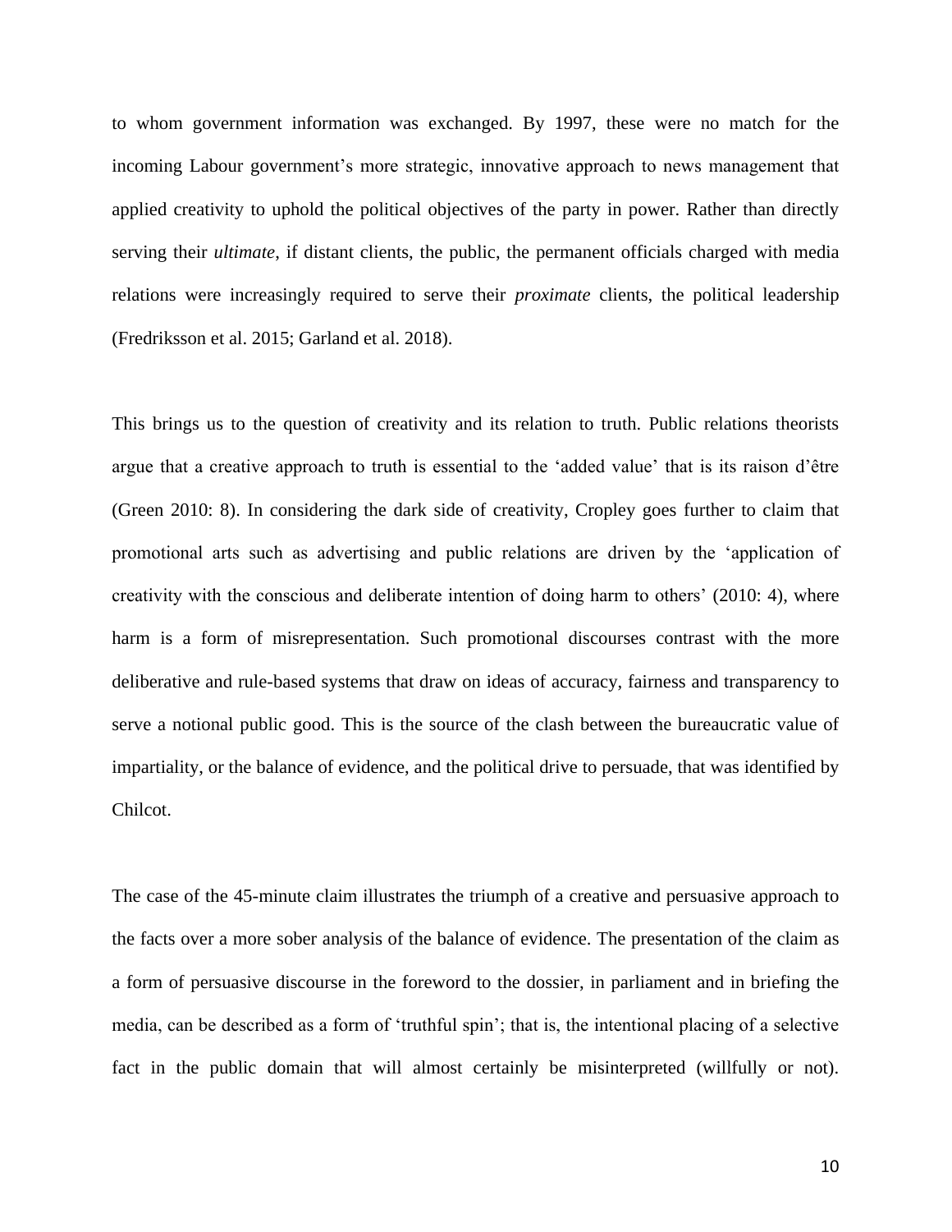to whom government information was exchanged. By 1997, these were no match for the incoming Labour government's more strategic, innovative approach to news management that applied creativity to uphold the political objectives of the party in power. Rather than directly serving their *ultimate*, if distant clients, the public, the permanent officials charged with media relations were increasingly required to serve their *proximate* clients, the political leadership (Fredriksson et al. 2015; Garland et al. 2018).

This brings us to the question of creativity and its relation to truth. Public relations theorists argue that a creative approach to truth is essential to the 'added value' that is its raison d'être (Green 2010: 8). In considering the dark side of creativity, Cropley goes further to claim that promotional arts such as advertising and public relations are driven by the 'application of creativity with the conscious and deliberate intention of doing harm to others' (2010: 4), where harm is a form of misrepresentation. Such promotional discourses contrast with the more deliberative and rule-based systems that draw on ideas of accuracy, fairness and transparency to serve a notional public good. This is the source of the clash between the bureaucratic value of impartiality, or the balance of evidence, and the political drive to persuade, that was identified by Chilcot.

The case of the 45-minute claim illustrates the triumph of a creative and persuasive approach to the facts over a more sober analysis of the balance of evidence. The presentation of the claim as a form of persuasive discourse in the foreword to the dossier, in parliament and in briefing the media, can be described as a form of 'truthful spin'; that is, the intentional placing of a selective fact in the public domain that will almost certainly be misinterpreted (willfully or not).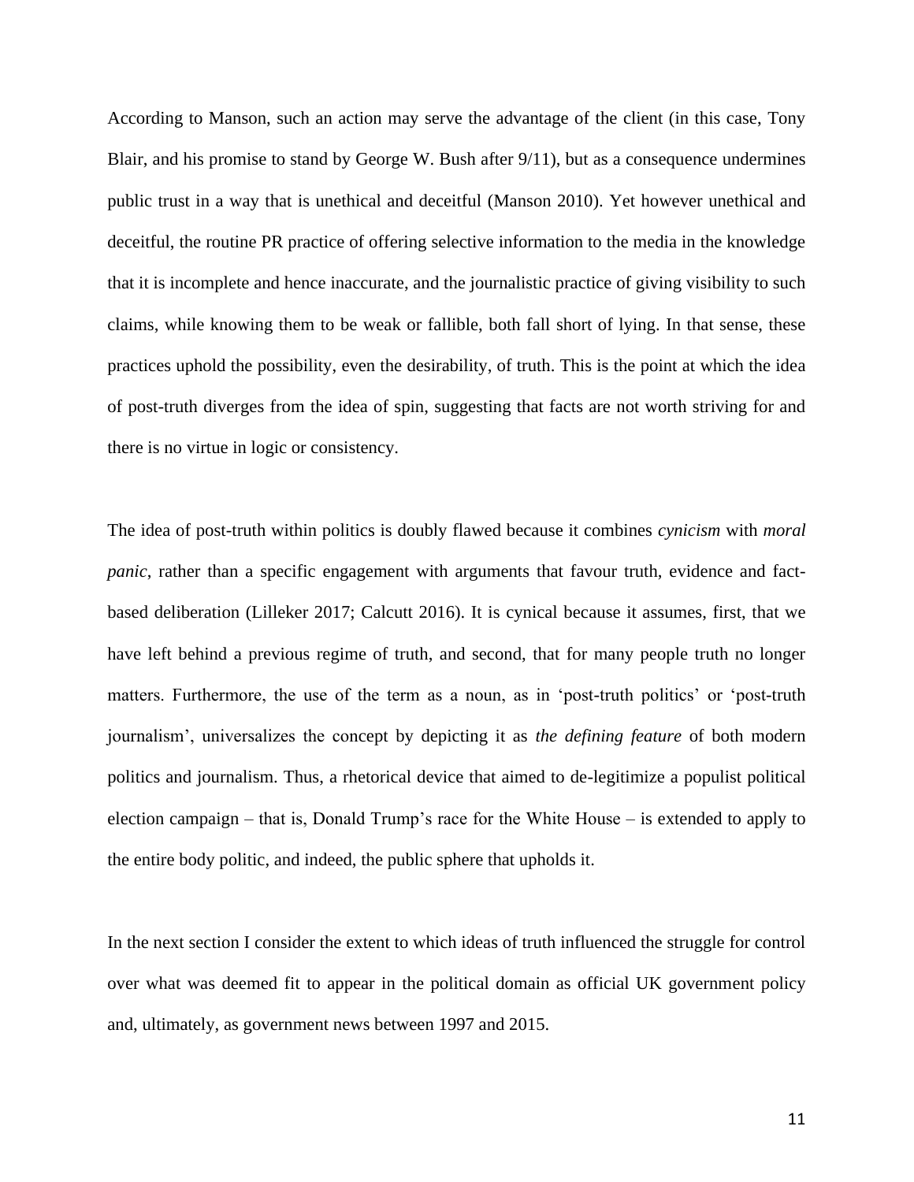According to Manson, such an action may serve the advantage of the client (in this case, Tony Blair, and his promise to stand by George W. Bush after 9/11), but as a consequence undermines public trust in a way that is unethical and deceitful (Manson 2010). Yet however unethical and deceitful, the routine PR practice of offering selective information to the media in the knowledge that it is incomplete and hence inaccurate, and the journalistic practice of giving visibility to such claims, while knowing them to be weak or fallible, both fall short of lying. In that sense, these practices uphold the possibility, even the desirability, of truth. This is the point at which the idea of post-truth diverges from the idea of spin, suggesting that facts are not worth striving for and there is no virtue in logic or consistency.

The idea of post-truth within politics is doubly flawed because it combines *cynicism* with *moral panic*, rather than a specific engagement with arguments that favour truth, evidence and fact-based deliberation (Lilleker 2017; Calcutt 2016). It is cynical because it assumes, first, that we have left behind a previous regime of truth, and second, that for many people truth no longer matters. Furthermore, the use of the term as a noun, as in 'post-truth politics' or 'post-truth journalism', universalizes the concept by depicting it as *the defining feature* of both modern politics and journalism. Thus, a rhetorical device that aimed to de-legitimize a populist political election campaign – that is, Donald Trump's race for the White House – is extended to apply to the entire body politic, and indeed, the public sphere that upholds it.

In the next section I consider the extent to which ideas of truth influenced the struggle for control over what was deemed fit to appear in the political domain as official UK government policy and, ultimately, as government news between 1997 and 2015.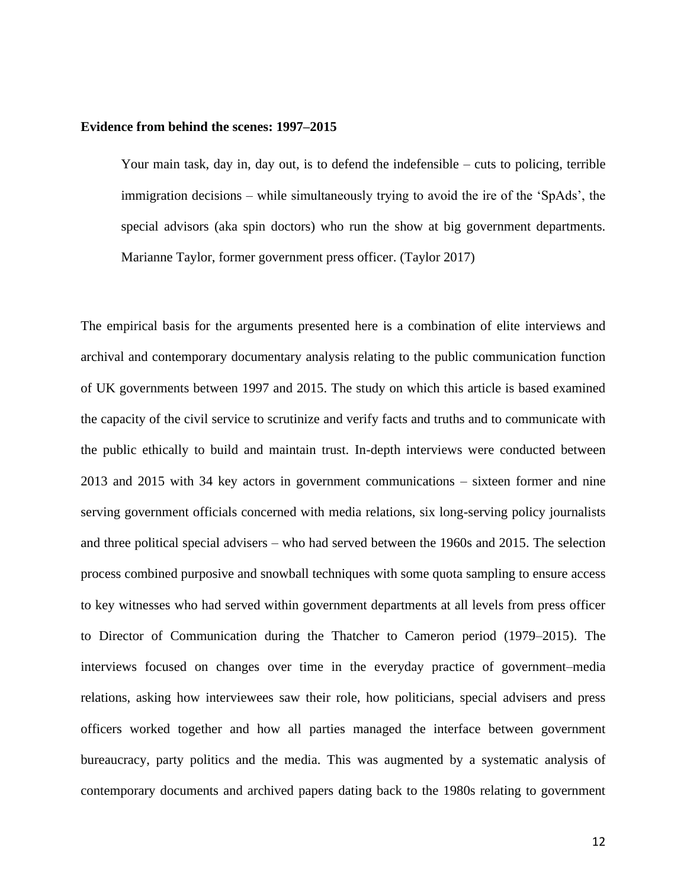**Evidence from behind the scenes: 1997–2015**

> Your main task, day in, day out, is to defend the indefensible – cuts to policing, terrible immigration decisions – while simultaneously trying to avoid the ire of the 'SpAds', the special advisors (aka spin doctors) who run the show at big government departments. Marianne Taylor, former government press officer. (Taylor 2017)

The empirical basis for the arguments presented here is a combination of elite interviews and archival and contemporary documentary analysis relating to the public communication function of UK governments between 1997 and 2015. The study on which this article is based examined the capacity of the civil service to scrutinize and verify facts and truths and to communicate with the public ethically to build and maintain trust. In-depth interviews were conducted between 2013 and 2015 with 34 key actors in government communications – sixteen former and nine serving government officials concerned with media relations, six long-serving policy journalists and three political special advisers – who had served between the 1960s and 2015. The selection process combined purposive and snowball techniques with some quota sampling to ensure access to key witnesses who had served within government departments at all levels from press officer to Director of Communication during the Thatcher to Cameron period (1979–2015). The interviews focused on changes over time in the everyday practice of government–media relations, asking how interviewees saw their role, how politicians, special advisers and press officers worked together and how all parties managed the interface between government bureaucracy, party politics and the media. This was augmented by a systematic analysis of contemporary documents and archived papers dating back to the 1980s relating to government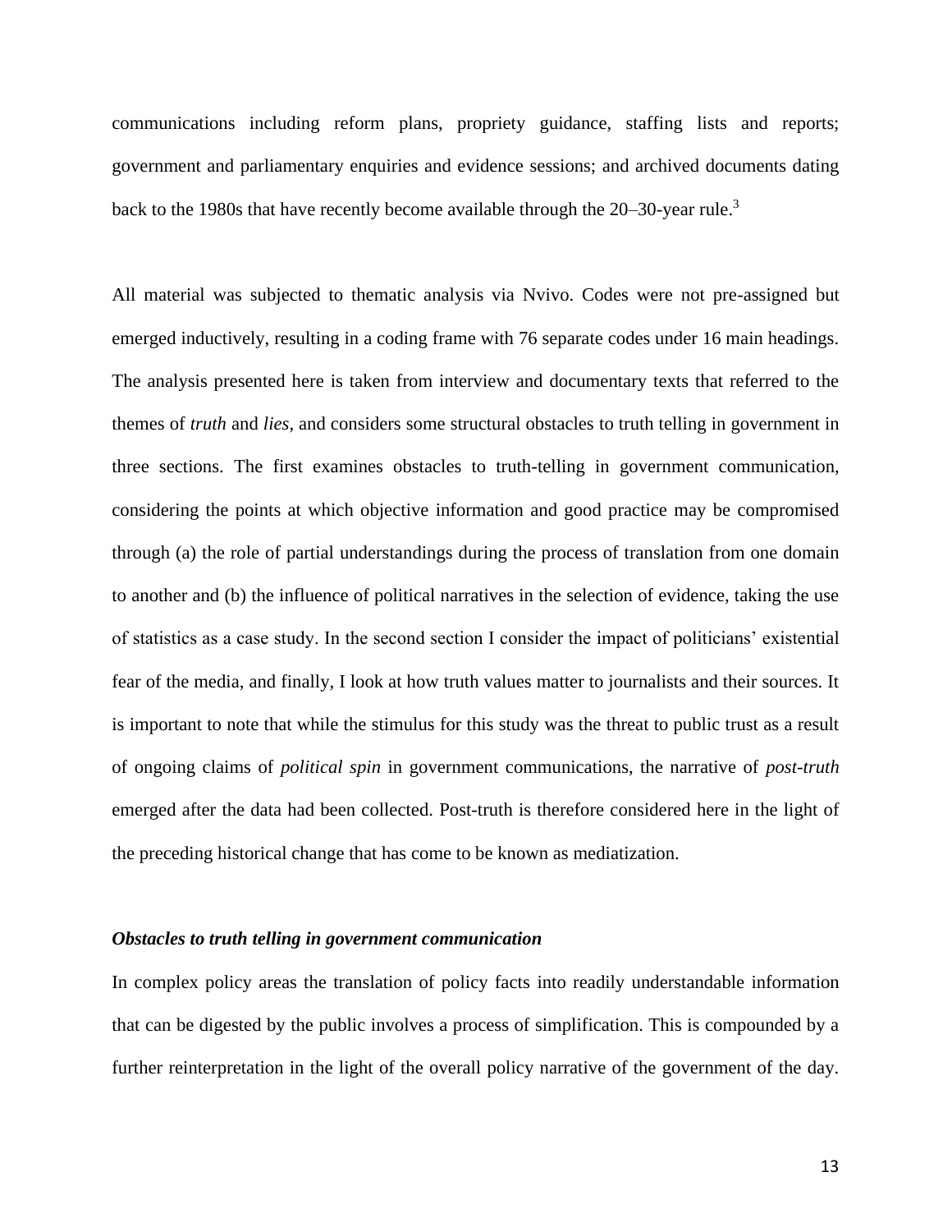communications including reform plans, propriety guidance, staffing lists and reports; government and parliamentary enquiries and evidence sessions; and archived documents dating back to the 1980s that have recently become available through the 20–30-year rule.[3]

All material was subjected to thematic analysis via Nvivo. Codes were not pre-assigned but emerged inductively, resulting in a coding frame with 76 separate codes under 16 main headings. The analysis presented here is taken from interview and documentary texts that referred to the themes of *truth* and *lies*, and considers some structural obstacles to truth telling in government in three sections. The first examines obstacles to truth-telling in government communication, considering the points at which objective information and good practice may be compromised through (a) the role of partial understandings during the process of translation from one domain to another and (b) the influence of political narratives in the selection of evidence, taking the use of statistics as a case study. In the second section I consider the impact of politicians' existential fear of the media, and finally, I look at how truth values matter to journalists and their sources. It is important to note that while the stimulus for this study was the threat to public trust as a result of ongoing claims of *political spin* in government communications, the narrative of *post-truth* emerged after the data had been collected. Post-truth is therefore considered here in the light of the preceding historical change that has come to be known as mediatization.

***Obstacles to truth telling in government communication***

In complex policy areas the translation of policy facts into readily understandable information that can be digested by the public involves a process of simplification. This is compounded by a further reinterpretation in the light of the overall policy narrative of the government of the day.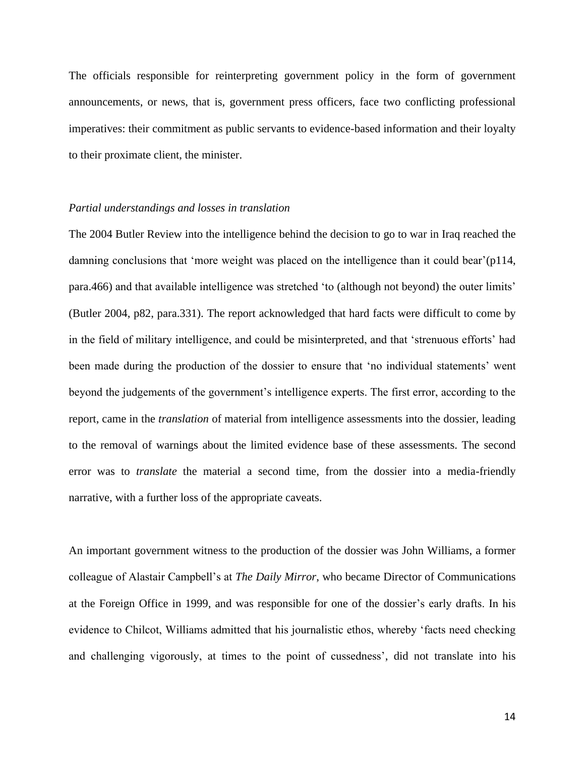The officials responsible for reinterpreting government policy in the form of government announcements, or news, that is, government press officers, face two conflicting professional imperatives: their commitment as public servants to evidence-based information and their loyalty to their proximate client, the minister.

*Partial understandings and losses in translation*

The 2004 Butler Review into the intelligence behind the decision to go to war in Iraq reached the damning conclusions that 'more weight was placed on the intelligence than it could bear'(p114, para.466) and that available intelligence was stretched 'to (although not beyond) the outer limits' (Butler 2004, p82, para.331). The report acknowledged that hard facts were difficult to come by in the field of military intelligence, and could be misinterpreted, and that 'strenuous efforts' had been made during the production of the dossier to ensure that 'no individual statements' went beyond the judgements of the government's intelligence experts. The first error, according to the report, came in the *translation* of material from intelligence assessments into the dossier, leading to the removal of warnings about the limited evidence base of these assessments. The second error was to *translate* the material a second time, from the dossier into a media-friendly narrative, with a further loss of the appropriate caveats.

An important government witness to the production of the dossier was John Williams, a former colleague of Alastair Campbell's at *The Daily Mirror*, who became Director of Communications at the Foreign Office in 1999, and was responsible for one of the dossier's early drafts. In his evidence to Chilcot, Williams admitted that his journalistic ethos, whereby 'facts need checking and challenging vigorously, at times to the point of cussedness', did not translate into his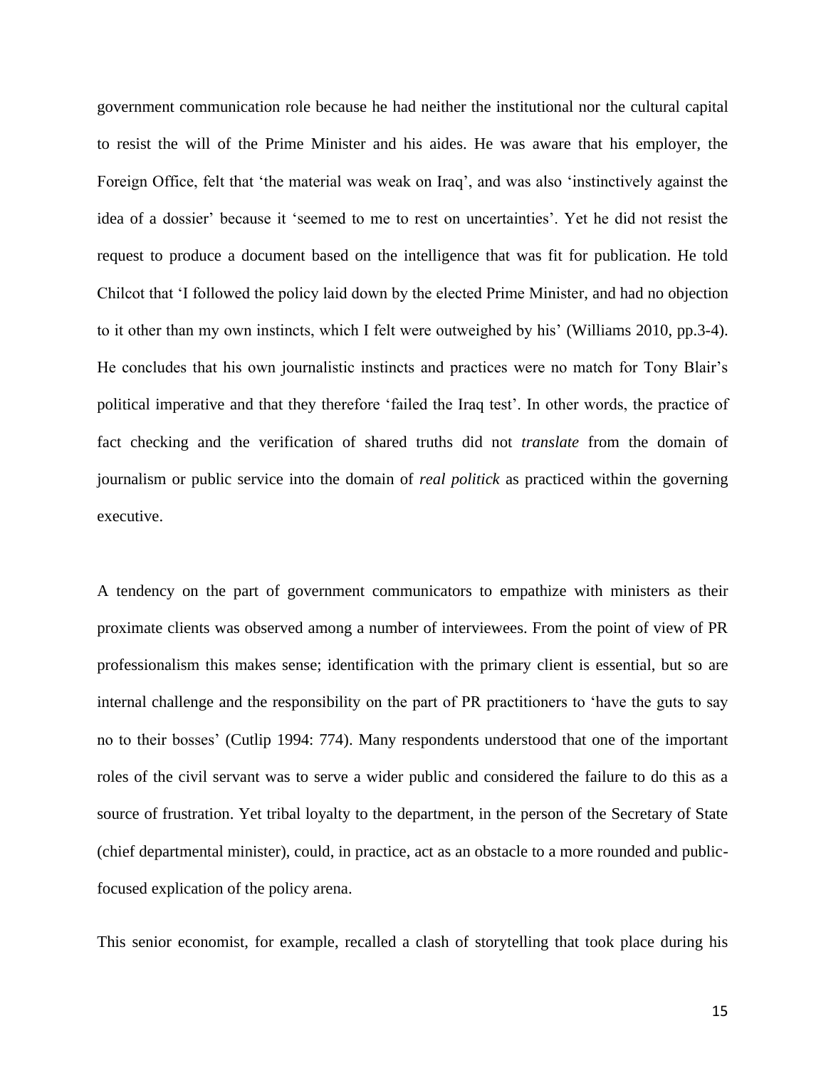government communication role because he had neither the institutional nor the cultural capital to resist the will of the Prime Minister and his aides. He was aware that his employer, the Foreign Office, felt that 'the material was weak on Iraq', and was also 'instinctively against the idea of a dossier' because it 'seemed to me to rest on uncertainties'. Yet he did not resist the request to produce a document based on the intelligence that was fit for publication. He told Chilcot that 'I followed the policy laid down by the elected Prime Minister, and had no objection to it other than my own instincts, which I felt were outweighed by his' (Williams 2010, pp.3-4). He concludes that his own journalistic instincts and practices were no match for Tony Blair's political imperative and that they therefore 'failed the Iraq test'. In other words, the practice of fact checking and the verification of shared truths did not *translate* from the domain of journalism or public service into the domain of *real politick* as practiced within the governing executive.

A tendency on the part of government communicators to empathize with ministers as their proximate clients was observed among a number of interviewees. From the point of view of PR professionalism this makes sense; identification with the primary client is essential, but so are internal challenge and the responsibility on the part of PR practitioners to 'have the guts to say no to their bosses' (Cutlip 1994: 774). Many respondents understood that one of the important roles of the civil servant was to serve a wider public and considered the failure to do this as a source of frustration. Yet tribal loyalty to the department, in the person of the Secretary of State (chief departmental minister), could, in practice, act as an obstacle to a more rounded and public-focused explication of the policy arena.

This senior economist, for example, recalled a clash of storytelling that took place during his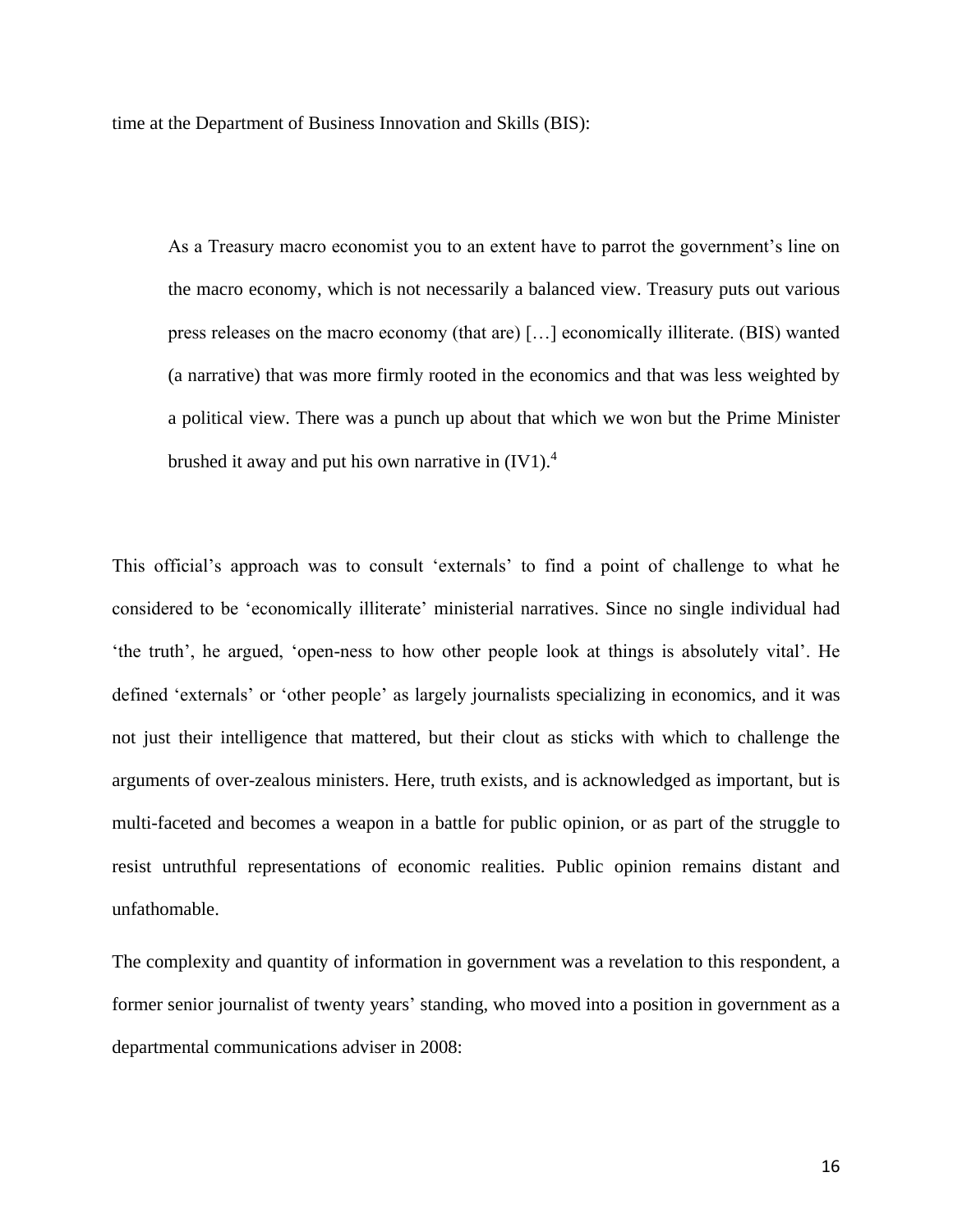time at the Department of Business Innovation and Skills (BIS):

> As a Treasury macro economist you to an extent have to parrot the government's line on the macro economy, which is not necessarily a balanced view. Treasury puts out various press releases on the macro economy (that are) […] economically illiterate. (BIS) wanted (a narrative) that was more firmly rooted in the economics and that was less weighted by a political view. There was a punch up about that which we won but the Prime Minister brushed it away and put his own narrative in (IV1).[4]

This official's approach was to consult 'externals' to find a point of challenge to what he considered to be 'economically illiterate' ministerial narratives. Since no single individual had 'the truth', he argued, 'open-ness to how other people look at things is absolutely vital'. He defined 'externals' or 'other people' as largely journalists specializing in economics, and it was not just their intelligence that mattered, but their clout as sticks with which to challenge the arguments of over-zealous ministers. Here, truth exists, and is acknowledged as important, but is multi-faceted and becomes a weapon in a battle for public opinion, or as part of the struggle to resist untruthful representations of economic realities. Public opinion remains distant and unfathomable.

The complexity and quantity of information in government was a revelation to this respondent, a former senior journalist of twenty years' standing, who moved into a position in government as a departmental communications adviser in 2008: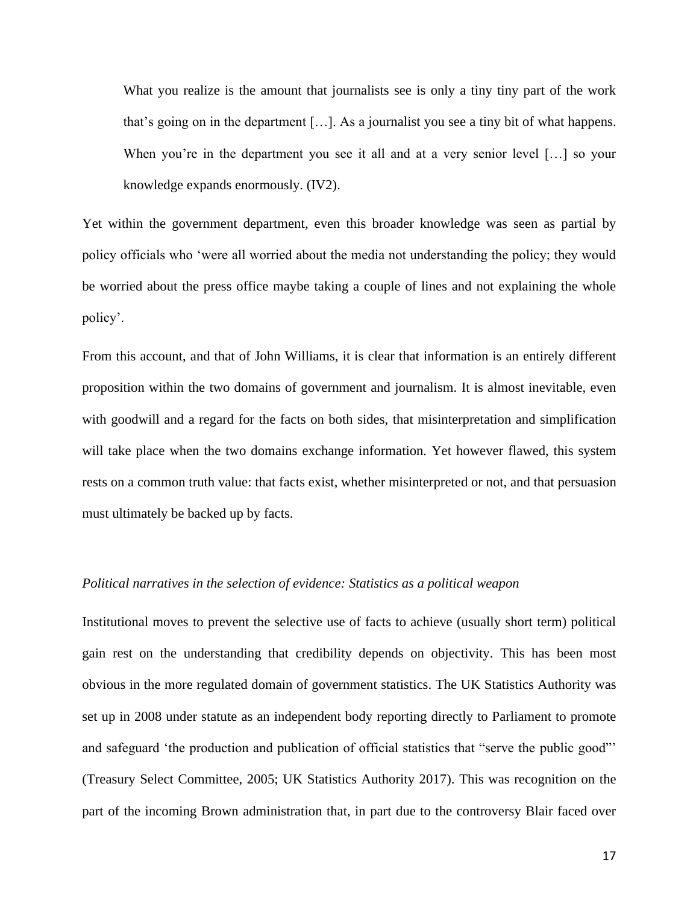> What you realize is the amount that journalists see is only a tiny tiny part of the work that's going on in the department […]. As a journalist you see a tiny bit of what happens. When you're in the department you see it all and at a very senior level […] so your knowledge expands enormously. (IV2).

Yet within the government department, even this broader knowledge was seen as partial by policy officials who 'were all worried about the media not understanding the policy; they would be worried about the press office maybe taking a couple of lines and not explaining the whole policy'.

From this account, and that of John Williams, it is clear that information is an entirely different proposition within the two domains of government and journalism. It is almost inevitable, even with goodwill and a regard for the facts on both sides, that misinterpretation and simplification will take place when the two domains exchange information. Yet however flawed, this system rests on a common truth value: that facts exist, whether misinterpreted or not, and that persuasion must ultimately be backed up by facts.

*Political narratives in the selection of evidence: Statistics as a political weapon*

Institutional moves to prevent the selective use of facts to achieve (usually short term) political gain rest on the understanding that credibility depends on objectivity. This has been most obvious in the more regulated domain of government statistics. The UK Statistics Authority was set up in 2008 under statute as an independent body reporting directly to Parliament to promote and safeguard 'the production and publication of official statistics that "serve the public good"' (Treasury Select Committee, 2005; UK Statistics Authority 2017). This was recognition on the part of the incoming Brown administration that, in part due to the controversy Blair faced over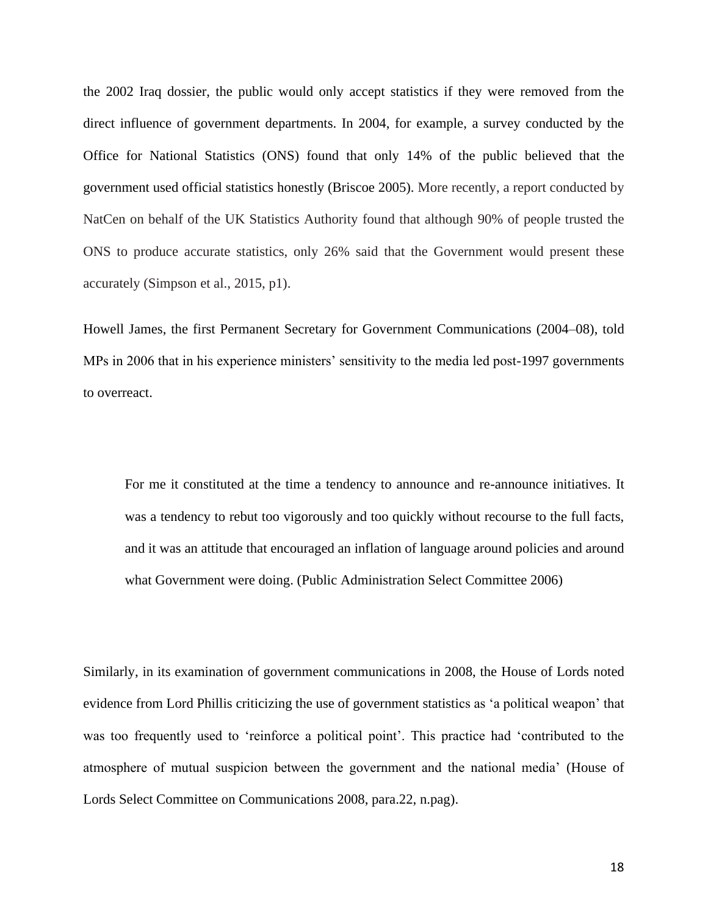the 2002 Iraq dossier, the public would only accept statistics if they were removed from the direct influence of government departments. In 2004, for example, a survey conducted by the Office for National Statistics (ONS) found that only 14% of the public believed that the government used official statistics honestly (Briscoe 2005). More recently, a report conducted by NatCen on behalf of the UK Statistics Authority found that although 90% of people trusted the ONS to produce accurate statistics, only 26% said that the Government would present these accurately (Simpson et al., 2015, p1).

Howell James, the first Permanent Secretary for Government Communications (2004–08), told MPs in 2006 that in his experience ministers' sensitivity to the media led post-1997 governments to overreact.

> For me it constituted at the time a tendency to announce and re-announce initiatives. It was a tendency to rebut too vigorously and too quickly without recourse to the full facts, and it was an attitude that encouraged an inflation of language around policies and around what Government were doing. (Public Administration Select Committee 2006)

Similarly, in its examination of government communications in 2008, the House of Lords noted evidence from Lord Phillis criticizing the use of government statistics as 'a political weapon' that was too frequently used to 'reinforce a political point'. This practice had 'contributed to the atmosphere of mutual suspicion between the government and the national media' (House of Lords Select Committee on Communications 2008, para.22, n.pag).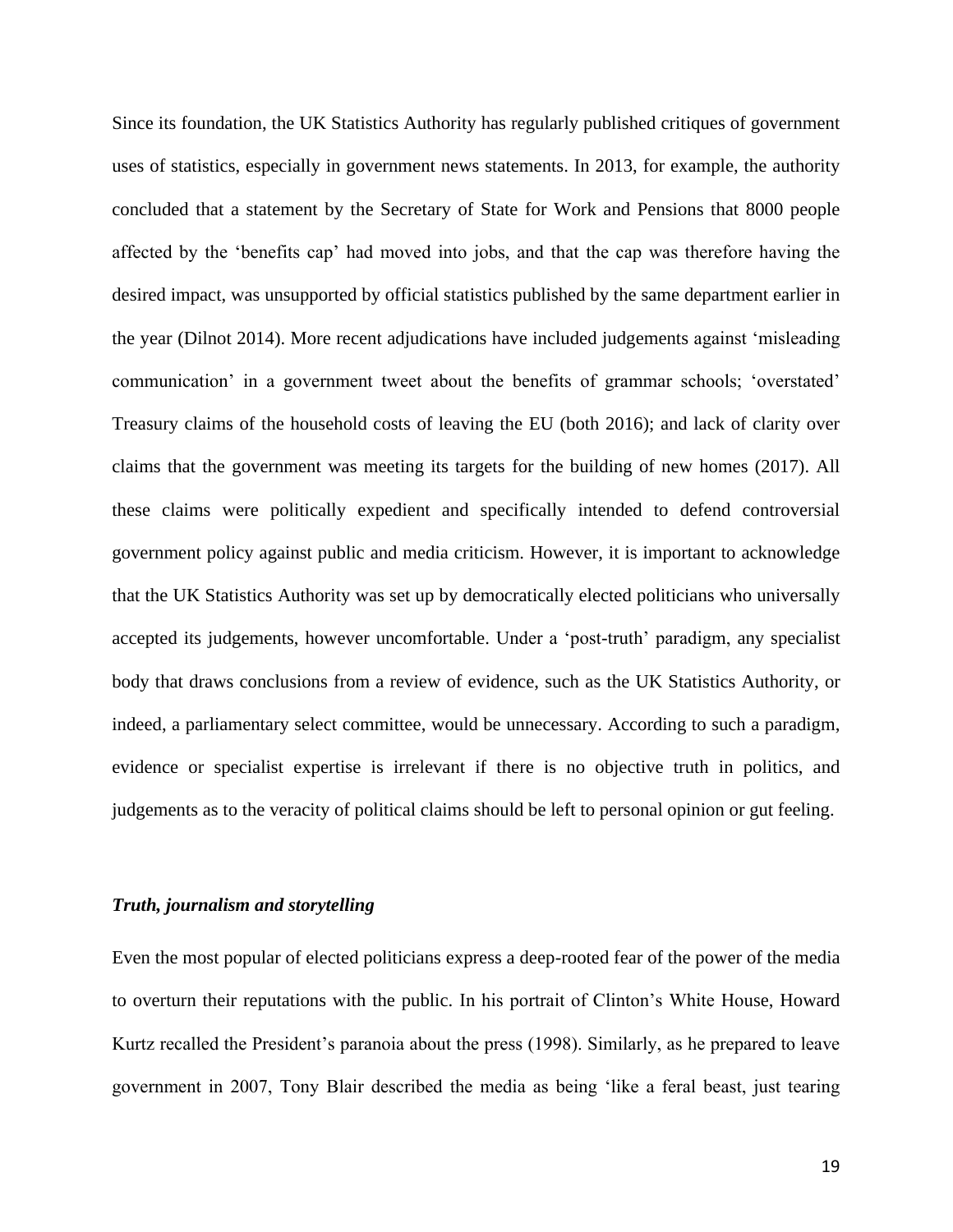Since its foundation, the UK Statistics Authority has regularly published critiques of government uses of statistics, especially in government news statements. In 2013, for example, the authority concluded that a statement by the Secretary of State for Work and Pensions that 8000 people affected by the 'benefits cap' had moved into jobs, and that the cap was therefore having the desired impact, was unsupported by official statistics published by the same department earlier in the year (Dilnot 2014). More recent adjudications have included judgements against 'misleading communication' in a government tweet about the benefits of grammar schools; 'overstated' Treasury claims of the household costs of leaving the EU (both 2016); and lack of clarity over claims that the government was meeting its targets for the building of new homes (2017). All these claims were politically expedient and specifically intended to defend controversial government policy against public and media criticism. However, it is important to acknowledge that the UK Statistics Authority was set up by democratically elected politicians who universally accepted its judgements, however uncomfortable. Under a 'post-truth' paradigm, any specialist body that draws conclusions from a review of evidence, such as the UK Statistics Authority, or indeed, a parliamentary select committee, would be unnecessary. According to such a paradigm, evidence or specialist expertise is irrelevant if there is no objective truth in politics, and judgements as to the veracity of political claims should be left to personal opinion or gut feeling.

### *Truth, journalism and storytelling*

Even the most popular of elected politicians express a deep-rooted fear of the power of the media to overturn their reputations with the public. In his portrait of Clinton's White House, Howard Kurtz recalled the President's paranoia about the press (1998). Similarly, as he prepared to leave government in 2007, Tony Blair described the media as being 'like a feral beast, just tearing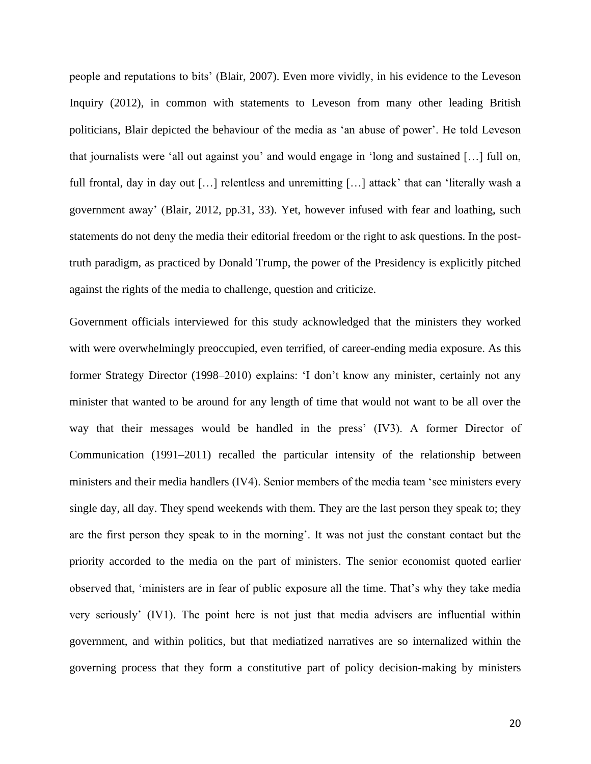people and reputations to bits' (Blair, 2007). Even more vividly, in his evidence to the Leveson Inquiry (2012), in common with statements to Leveson from many other leading British politicians, Blair depicted the behaviour of the media as 'an abuse of power'. He told Leveson that journalists were 'all out against you' and would engage in 'long and sustained […] full on, full frontal, day in day out […] relentless and unremitting […] attack' that can 'literally wash a government away' (Blair, 2012, pp.31, 33). Yet, however infused with fear and loathing, such statements do not deny the media their editorial freedom or the right to ask questions. In the post-truth paradigm, as practiced by Donald Trump, the power of the Presidency is explicitly pitched against the rights of the media to challenge, question and criticize.

Government officials interviewed for this study acknowledged that the ministers they worked with were overwhelmingly preoccupied, even terrified, of career-ending media exposure. As this former Strategy Director (1998–2010) explains: 'I don't know any minister, certainly not any minister that wanted to be around for any length of time that would not want to be all over the way that their messages would be handled in the press' (IV3). A former Director of Communication (1991–2011) recalled the particular intensity of the relationship between ministers and their media handlers (IV4). Senior members of the media team 'see ministers every single day, all day. They spend weekends with them. They are the last person they speak to; they are the first person they speak to in the morning'. It was not just the constant contact but the priority accorded to the media on the part of ministers. The senior economist quoted earlier observed that, 'ministers are in fear of public exposure all the time. That's why they take media very seriously' (IV1). The point here is not just that media advisers are influential within government, and within politics, but that mediatized narratives are so internalized within the governing process that they form a constitutive part of policy decision-making by ministers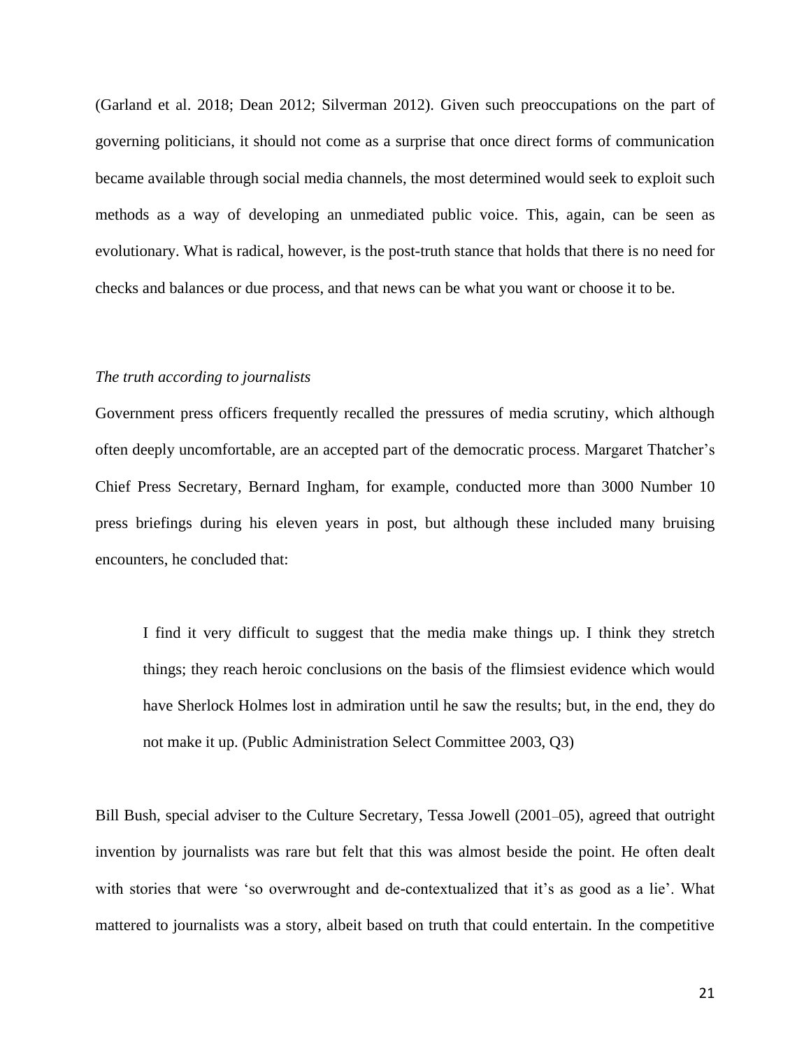(Garland et al. 2018; Dean 2012; Silverman 2012). Given such preoccupations on the part of governing politicians, it should not come as a surprise that once direct forms of communication became available through social media channels, the most determined would seek to exploit such methods as a way of developing an unmediated public voice. This, again, can be seen as evolutionary. What is radical, however, is the post-truth stance that holds that there is no need for checks and balances or due process, and that news can be what you want or choose it to be.

*The truth according to journalists*

Government press officers frequently recalled the pressures of media scrutiny, which although often deeply uncomfortable, are an accepted part of the democratic process. Margaret Thatcher's Chief Press Secretary, Bernard Ingham, for example, conducted more than 3000 Number 10 press briefings during his eleven years in post, but although these included many bruising encounters, he concluded that:

> I find it very difficult to suggest that the media make things up. I think they stretch things; they reach heroic conclusions on the basis of the flimsiest evidence which would have Sherlock Holmes lost in admiration until he saw the results; but, in the end, they do not make it up. (Public Administration Select Committee 2003, Q3)

Bill Bush, special adviser to the Culture Secretary, Tessa Jowell (2001–05), agreed that outright invention by journalists was rare but felt that this was almost beside the point. He often dealt with stories that were 'so overwrought and de-contextualized that it's as good as a lie'. What mattered to journalists was a story, albeit based on truth that could entertain. In the competitive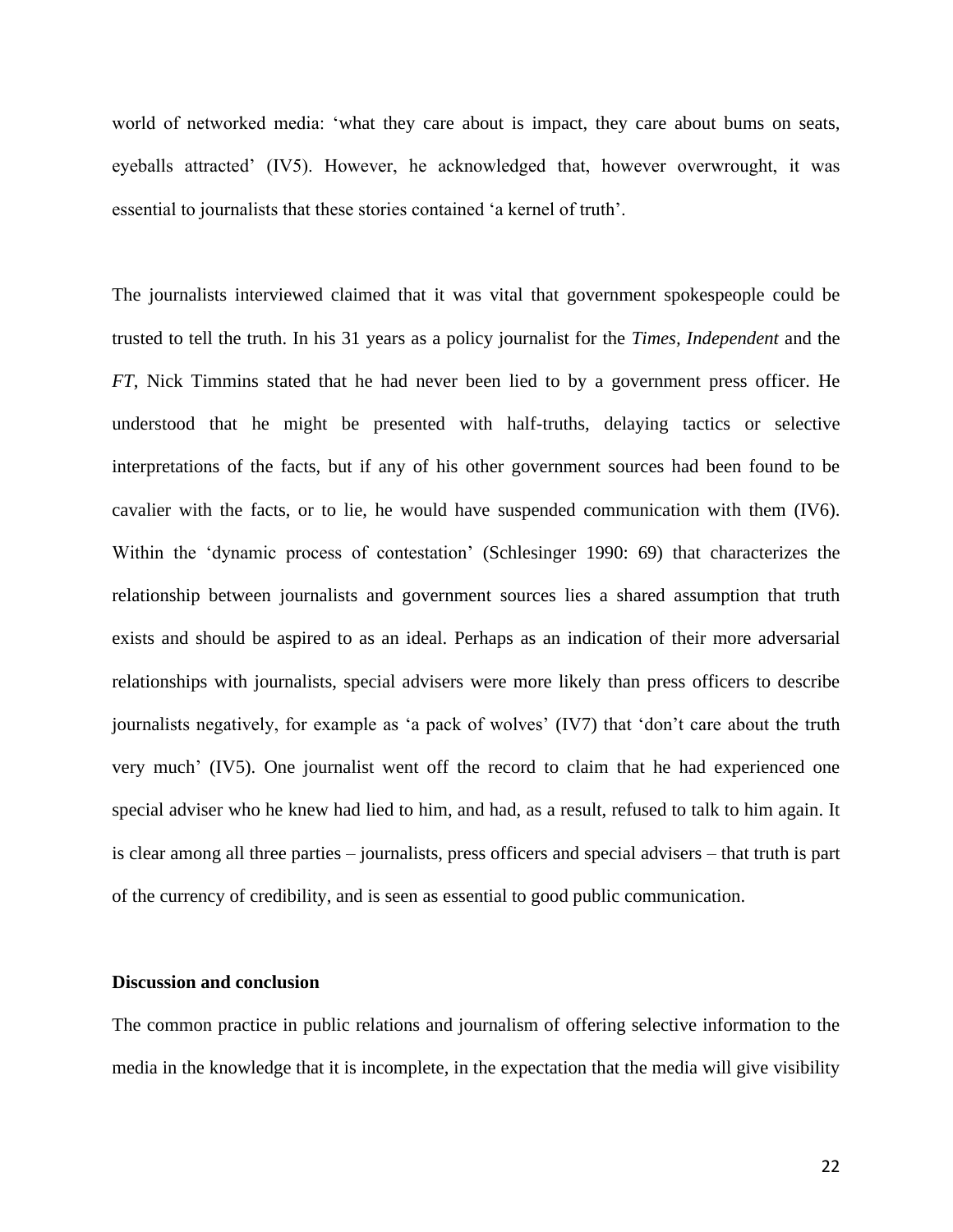world of networked media: 'what they care about is impact, they care about bums on seats, eyeballs attracted' (IV5). However, he acknowledged that, however overwrought, it was essential to journalists that these stories contained 'a kernel of truth'.

The journalists interviewed claimed that it was vital that government spokespeople could be trusted to tell the truth. In his 31 years as a policy journalist for the *Times, Independent* and the *FT*, Nick Timmins stated that he had never been lied to by a government press officer. He understood that he might be presented with half-truths, delaying tactics or selective interpretations of the facts, but if any of his other government sources had been found to be cavalier with the facts, or to lie, he would have suspended communication with them (IV6). Within the 'dynamic process of contestation' (Schlesinger 1990: 69) that characterizes the relationship between journalists and government sources lies a shared assumption that truth exists and should be aspired to as an ideal. Perhaps as an indication of their more adversarial relationships with journalists, special advisers were more likely than press officers to describe journalists negatively, for example as 'a pack of wolves' (IV7) that 'don't care about the truth very much' (IV5). One journalist went off the record to claim that he had experienced one special adviser who he knew had lied to him, and had, as a result, refused to talk to him again. It is clear among all three parties – journalists, press officers and special advisers – that truth is part of the currency of credibility, and is seen as essential to good public communication.

**Discussion and conclusion**

The common practice in public relations and journalism of offering selective information to the media in the knowledge that it is incomplete, in the expectation that the media will give visibility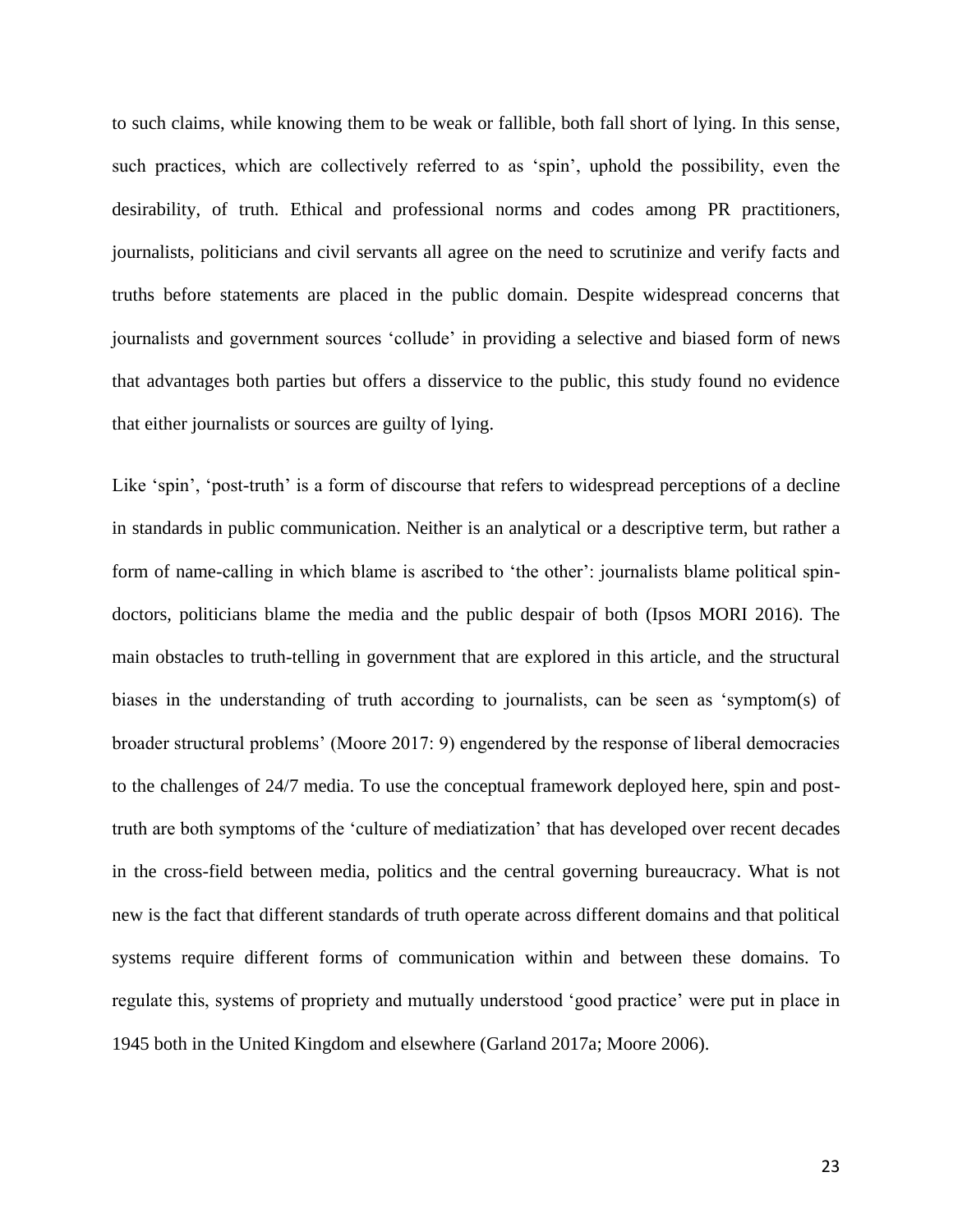to such claims, while knowing them to be weak or fallible, both fall short of lying. In this sense, such practices, which are collectively referred to as 'spin', uphold the possibility, even the desirability, of truth. Ethical and professional norms and codes among PR practitioners, journalists, politicians and civil servants all agree on the need to scrutinize and verify facts and truths before statements are placed in the public domain. Despite widespread concerns that journalists and government sources 'collude' in providing a selective and biased form of news that advantages both parties but offers a disservice to the public, this study found no evidence that either journalists or sources are guilty of lying.

Like 'spin', 'post-truth' is a form of discourse that refers to widespread perceptions of a decline in standards in public communication. Neither is an analytical or a descriptive term, but rather a form of name-calling in which blame is ascribed to 'the other': journalists blame political spin-doctors, politicians blame the media and the public despair of both (Ipsos MORI 2016). The main obstacles to truth-telling in government that are explored in this article, and the structural biases in the understanding of truth according to journalists, can be seen as 'symptom(s) of broader structural problems' (Moore 2017: 9) engendered by the response of liberal democracies to the challenges of 24/7 media. To use the conceptual framework deployed here, spin and post-truth are both symptoms of the 'culture of mediatization' that has developed over recent decades in the cross-field between media, politics and the central governing bureaucracy. What is not new is the fact that different standards of truth operate across different domains and that political systems require different forms of communication within and between these domains. To regulate this, systems of propriety and mutually understood 'good practice' were put in place in 1945 both in the United Kingdom and elsewhere (Garland 2017a; Moore 2006).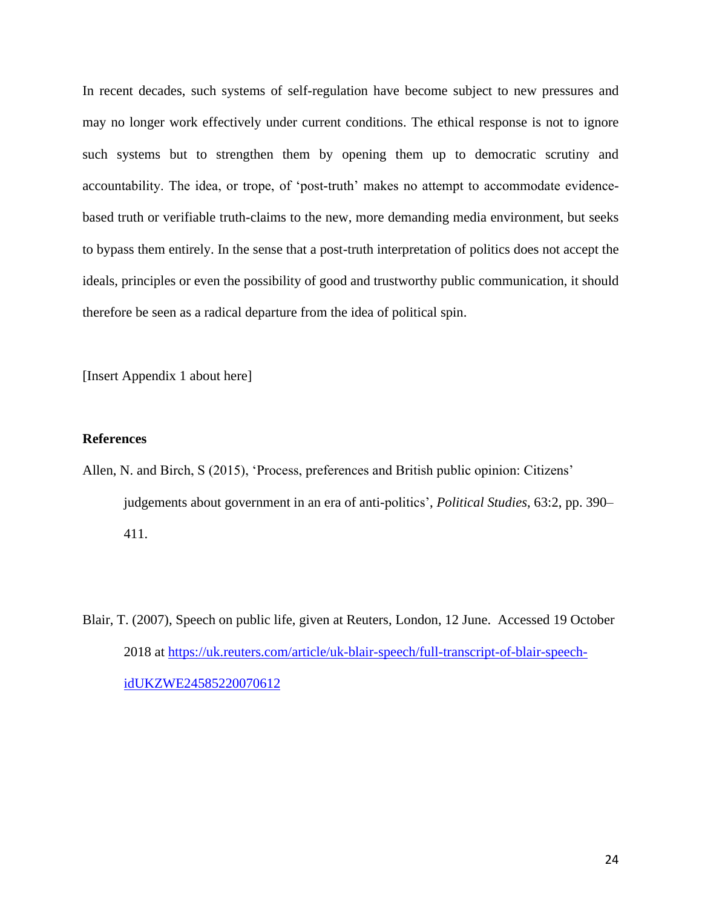In recent decades, such systems of self-regulation have become subject to new pressures and may no longer work effectively under current conditions. The ethical response is not to ignore such systems but to strengthen them by opening them up to democratic scrutiny and accountability. The idea, or trope, of 'post-truth' makes no attempt to accommodate evidence-based truth or verifiable truth-claims to the new, more demanding media environment, but seeks to bypass them entirely. In the sense that a post-truth interpretation of politics does not accept the ideals, principles or even the possibility of good and trustworthy public communication, it should therefore be seen as a radical departure from the idea of political spin.

[Insert Appendix 1 about here]

**References**

Allen, N. and Birch, S (2015), 'Process, preferences and British public opinion: Citizens' judgements about government in an era of anti-politics', *Political Studies*, 63:2, pp. 390–411.

Blair, T. (2007), Speech on public life, given at Reuters, London, 12 June. Accessed 19 October 2018 at https://uk.reuters.com/article/uk-blair-speech/full-transcript-of-blair-speech-idUKZWE24585220070612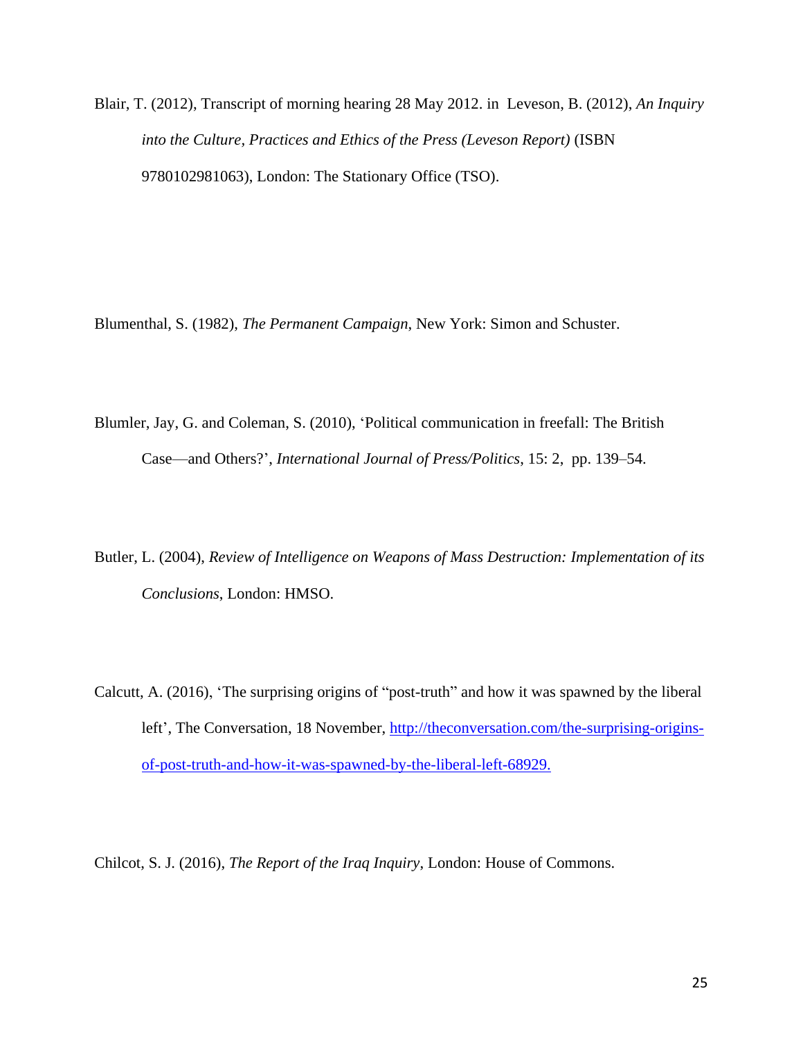Blair, T. (2012), Transcript of morning hearing 28 May 2012. in Leveson, B. (2012), *An Inquiry into the Culture, Practices and Ethics of the Press (Leveson Report)* (ISBN 9780102981063), London: The Stationary Office (TSO).

Blumenthal, S. (1982), *The Permanent Campaign*, New York: Simon and Schuster.

Blumler, Jay, G. and Coleman, S. (2010), 'Political communication in freefall: The British Case—and Others?', *International Journal of Press/Politics*, 15: 2, pp. 139–54.

Butler, L. (2004), *Review of Intelligence on Weapons of Mass Destruction: Implementation of its Conclusions*, London: HMSO.

Calcutt, A. (2016), 'The surprising origins of "post-truth" and how it was spawned by the liberal left', The Conversation, 18 November, [http://theconversation.com/the-surprising-origins-of-post-truth-and-how-it-was-spawned-by-the-liberal-left-68929.](http://theconversation.com/the-surprising-origins-of-post-truth-and-how-it-was-spawned-by-the-liberal-left-68929)

Chilcot, S. J. (2016), *The Report of the Iraq Inquiry*, London: House of Commons.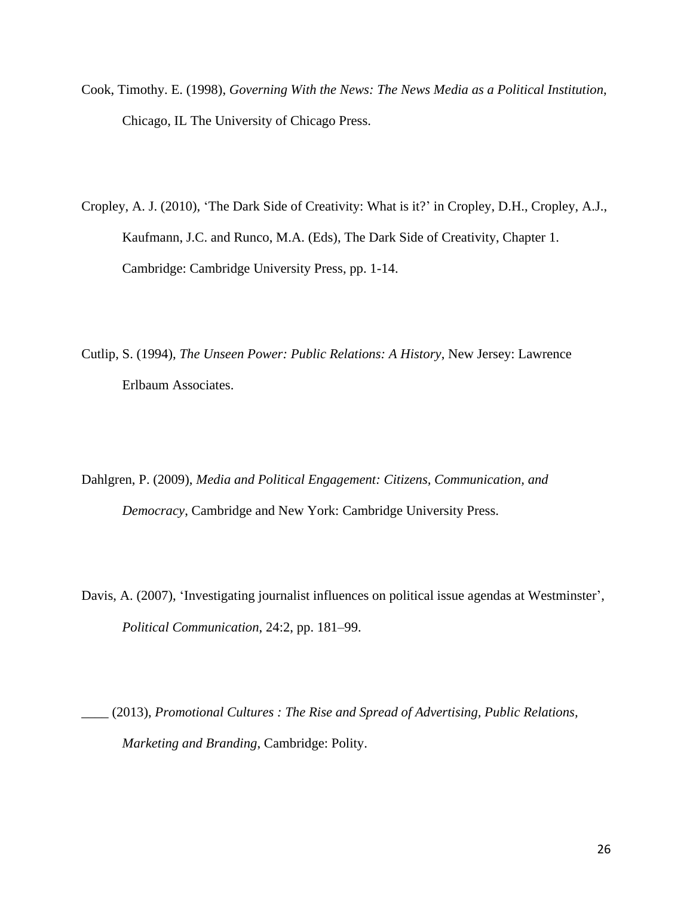Cook, Timothy. E. (1998), *Governing With the News: The News Media as a Political Institution*, Chicago, IL The University of Chicago Press.

Cropley, A. J. (2010), 'The Dark Side of Creativity: What is it?' in Cropley, D.H., Cropley, A.J., Kaufmann, J.C. and Runco, M.A. (Eds), The Dark Side of Creativity, Chapter 1. Cambridge: Cambridge University Press, pp. 1-14.

Cutlip, S. (1994), *The Unseen Power: Public Relations: A History*, New Jersey: Lawrence Erlbaum Associates.

Dahlgren, P. (2009), *Media and Political Engagement: Citizens, Communication, and Democracy*, Cambridge and New York: Cambridge University Press.

Davis, A. (2007), 'Investigating journalist influences on political issue agendas at Westminster', *Political Communication*, 24:2, pp. 181–99.

____ (2013), *Promotional Cultures : The Rise and Spread of Advertising, Public Relations, Marketing and Branding*, Cambridge: Polity.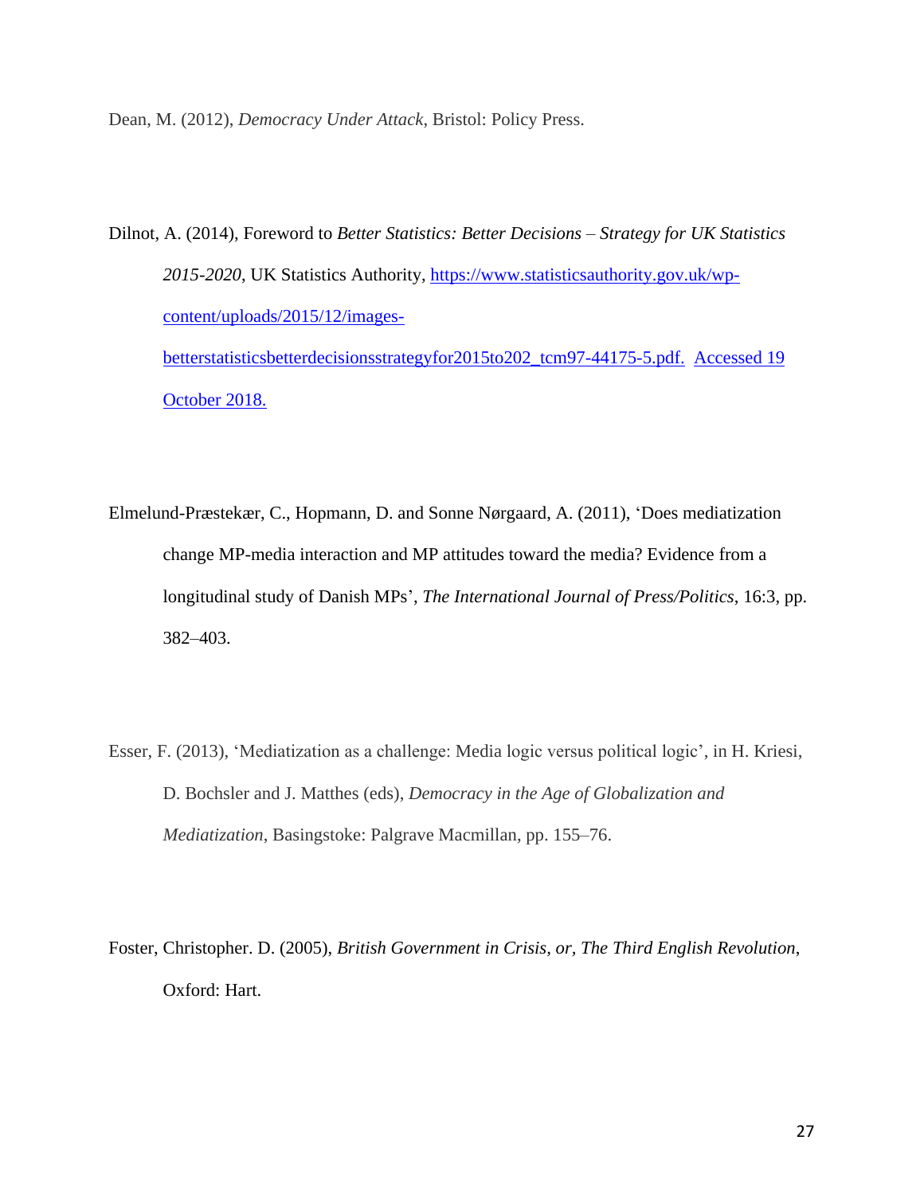Dean, M. (2012), *Democracy Under Attack*, Bristol: Policy Press.

Dilnot, A. (2014), Foreword to *Better Statistics: Better Decisions – Strategy for UK Statistics 2015-2020*, UK Statistics Authority, https://www.statisticsauthority.gov.uk/wp-content/uploads/2015/12/images-betterstatisticsbetterdecisionsstrategyfor2015to202_tcm97-44175-5.pdf. Accessed 19 October 2018.

Elmelund-Præstekær, C., Hopmann, D. and Sonne Nørgaard, A. (2011), 'Does mediatization change MP-media interaction and MP attitudes toward the media? Evidence from a longitudinal study of Danish MPs', *The International Journal of Press/Politics*, 16:3, pp. 382–403.

Esser, F. (2013), 'Mediatization as a challenge: Media logic versus political logic', in H. Kriesi, D. Bochsler and J. Matthes (eds), *Democracy in the Age of Globalization and Mediatization*, Basingstoke: Palgrave Macmillan, pp. 155–76.

Foster, Christopher. D. (2005), *British Government in Crisis, or, The Third English Revolution*, Oxford: Hart.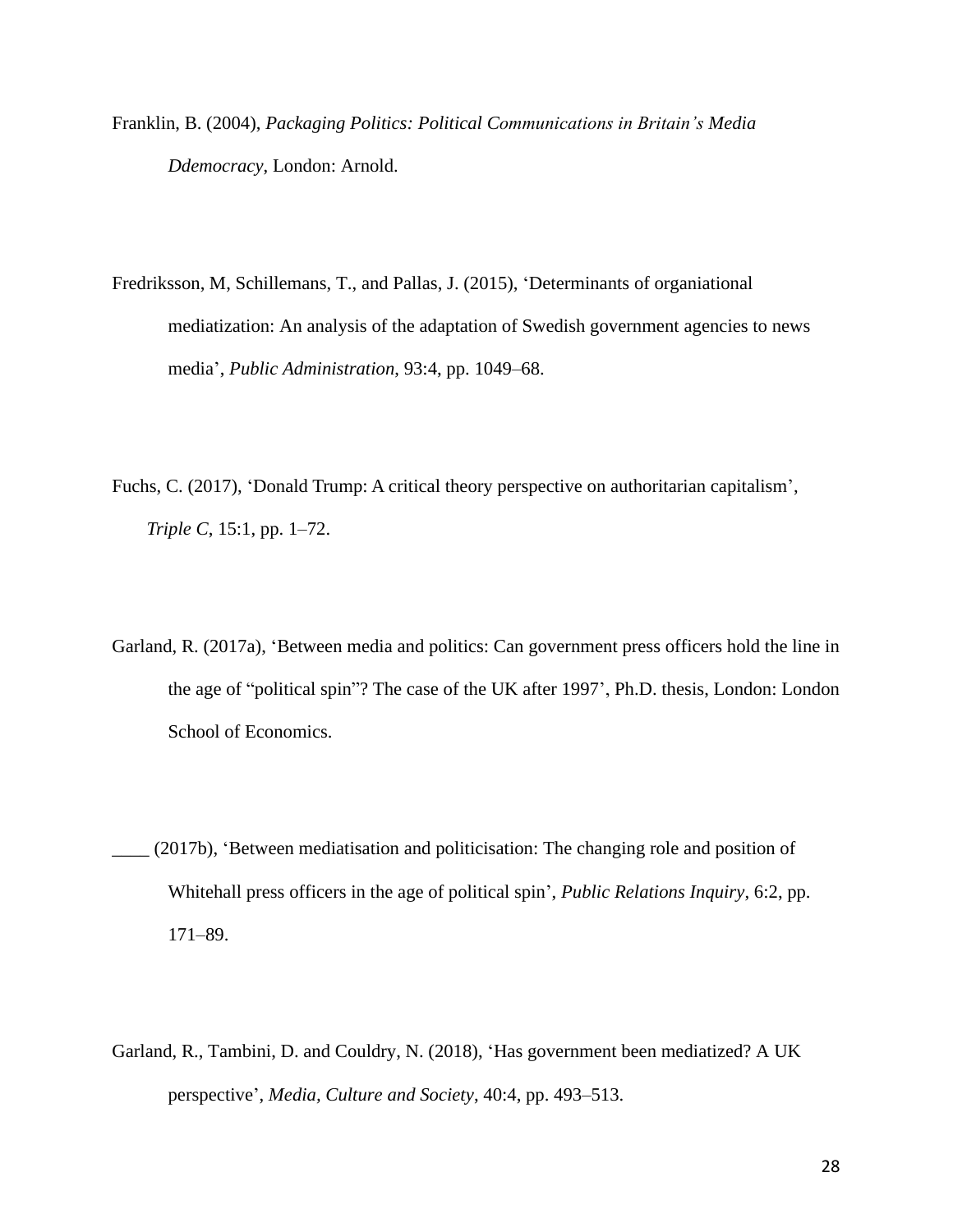Franklin, B. (2004), *Packaging Politics: Political Communications in Britain's Media Ddemocracy*, London: Arnold.

Fredriksson, M, Schillemans, T., and Pallas, J. (2015), 'Determinants of organiational mediatization: An analysis of the adaptation of Swedish government agencies to news media', *Public Administration*, 93:4, pp. 1049–68.

Fuchs, C. (2017), 'Donald Trump: A critical theory perspective on authoritarian capitalism', *Triple C*, 15:1, pp. 1–72.

Garland, R. (2017a), 'Between media and politics: Can government press officers hold the line in the age of "political spin"? The case of the UK after 1997', Ph.D. thesis, London: London School of Economics.

____ (2017b), 'Between mediatisation and politicisation: The changing role and position of Whitehall press officers in the age of political spin', *Public Relations Inquiry*, 6:2, pp. 171–89.

Garland, R., Tambini, D. and Couldry, N. (2018), 'Has government been mediatized? A UK perspective', *Media, Culture and Society*, 40:4, pp. 493–513.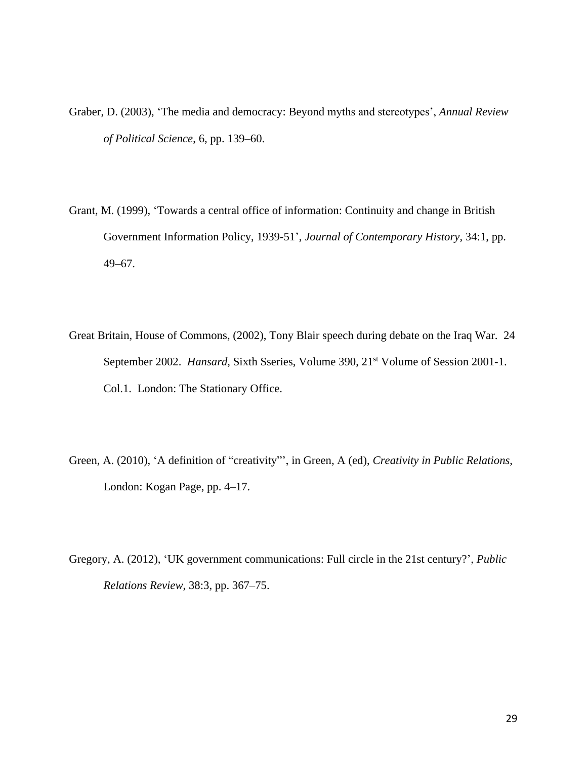Graber, D. (2003), ‘The media and democracy: Beyond myths and stereotypes’, *Annual Review of Political Science*, 6, pp. 139–60.

Grant, M. (1999), ‘Towards a central office of information: Continuity and change in British Government Information Policy, 1939-51’, *Journal of Contemporary History*, 34:1, pp. 49–67.

Great Britain, House of Commons, (2002), Tony Blair speech during debate on the Iraq War. 24 September 2002. *Hansard*, Sixth Sseries, Volume 390, 21st Volume of Session 2001-1. Col.1. London: The Stationary Office.

Green, A. (2010), ‘A definition of “creativity”’, in Green, A (ed), *Creativity in Public Relations*, London: Kogan Page, pp. 4–17.

Gregory, A. (2012), ‘UK government communications: Full circle in the 21st century?’, *Public Relations Review*, 38:3, pp. 367–75.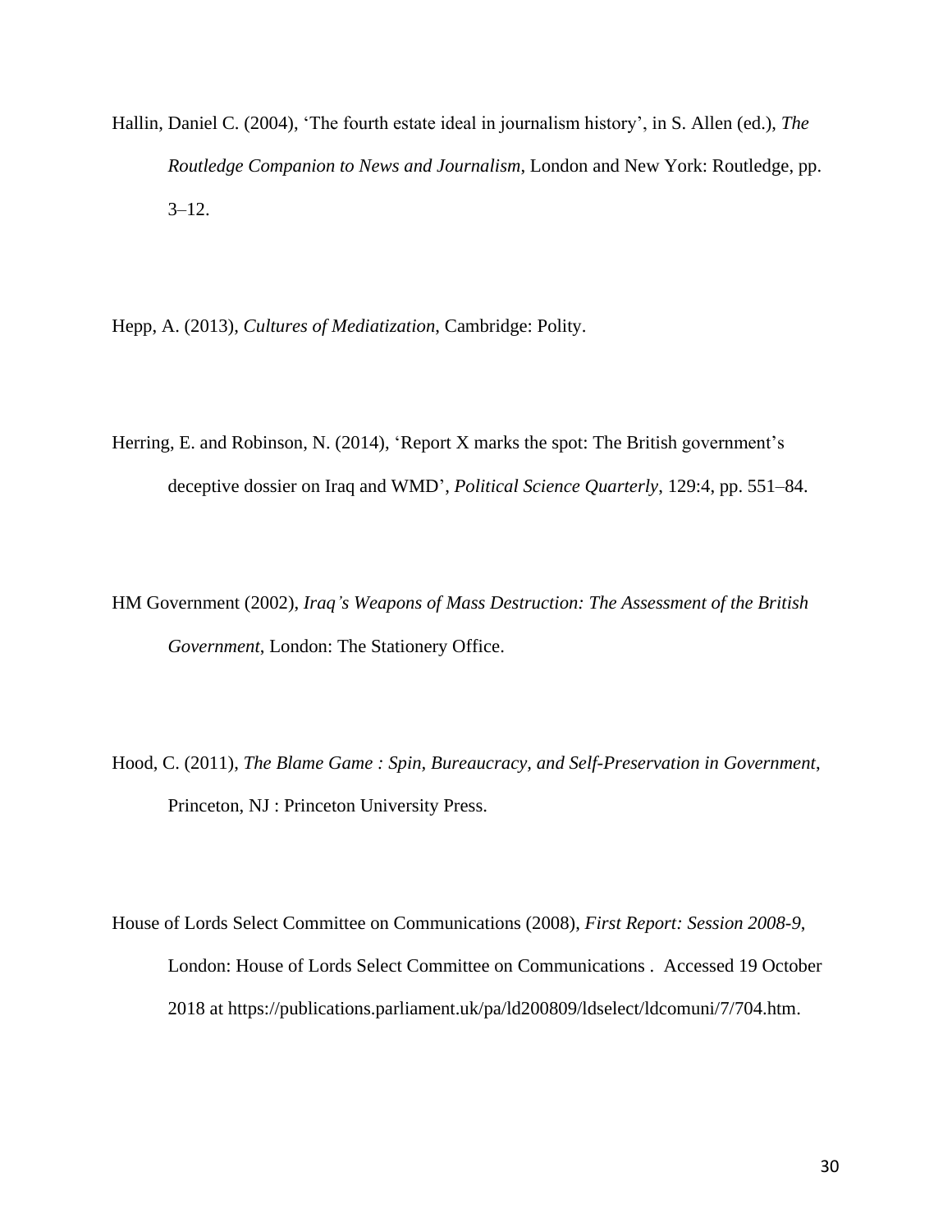Hallin, Daniel C. (2004), 'The fourth estate ideal in journalism history', in S. Allen (ed.), *The Routledge Companion to News and Journalism*, London and New York: Routledge, pp. 3–12.

Hepp, A. (2013), *Cultures of Mediatization*, Cambridge: Polity.

Herring, E. and Robinson, N. (2014), 'Report X marks the spot: The British government's deceptive dossier on Iraq and WMD', *Political Science Quarterly*, 129:4, pp. 551–84.

HM Government (2002), *Iraq's Weapons of Mass Destruction: The Assessment of the British Government*, London: The Stationery Office.

Hood, C. (2011), *The Blame Game : Spin, Bureaucracy, and Self-Preservation in Government*, Princeton, NJ : Princeton University Press.

House of Lords Select Committee on Communications (2008), *First Report: Session 2008-9*, London: House of Lords Select Committee on Communications . Accessed 19 October 2018 at https://publications.parliament.uk/pa/ld200809/ldselect/ldcomuni/7/704.htm.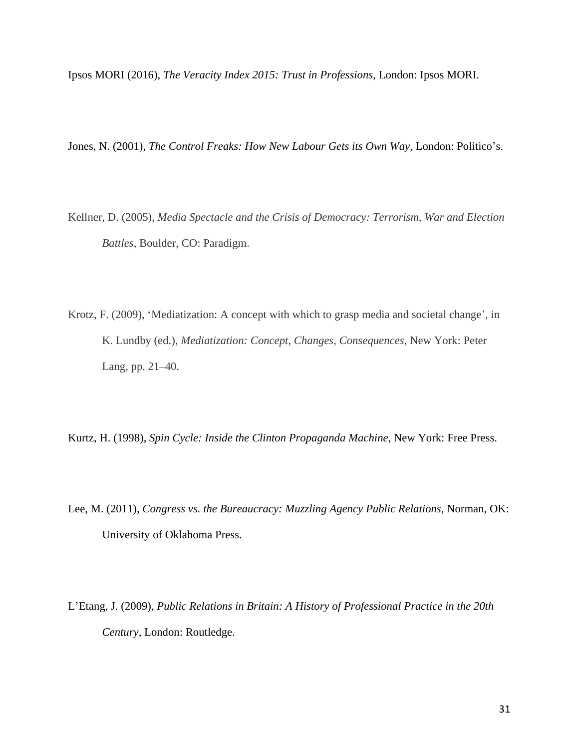Ipsos MORI (2016), *The Veracity Index 2015: Trust in Professions*, London: Ipsos MORI.

Jones, N. (2001), *The Control Freaks: How New Labour Gets its Own Way*, London: Politico's.

Kellner, D. (2005), *Media Spectacle and the Crisis of Democracy: Terrorism, War and Election Battles*, Boulder, CO: Paradigm.

Krotz, F. (2009), 'Mediatization: A concept with which to grasp media and societal change', in K. Lundby (ed.), *Mediatization: Concept, Changes, Consequences*, New York: Peter Lang, pp. 21–40.

Kurtz, H. (1998), *Spin Cycle: Inside the Clinton Propaganda Machine*, New York: Free Press.

Lee, M. (2011), *Congress vs. the Bureaucracy: Muzzling Agency Public Relations*, Norman, OK: University of Oklahoma Press.

L'Etang, J. (2009), *Public Relations in Britain: A History of Professional Practice in the 20th Century*, London: Routledge.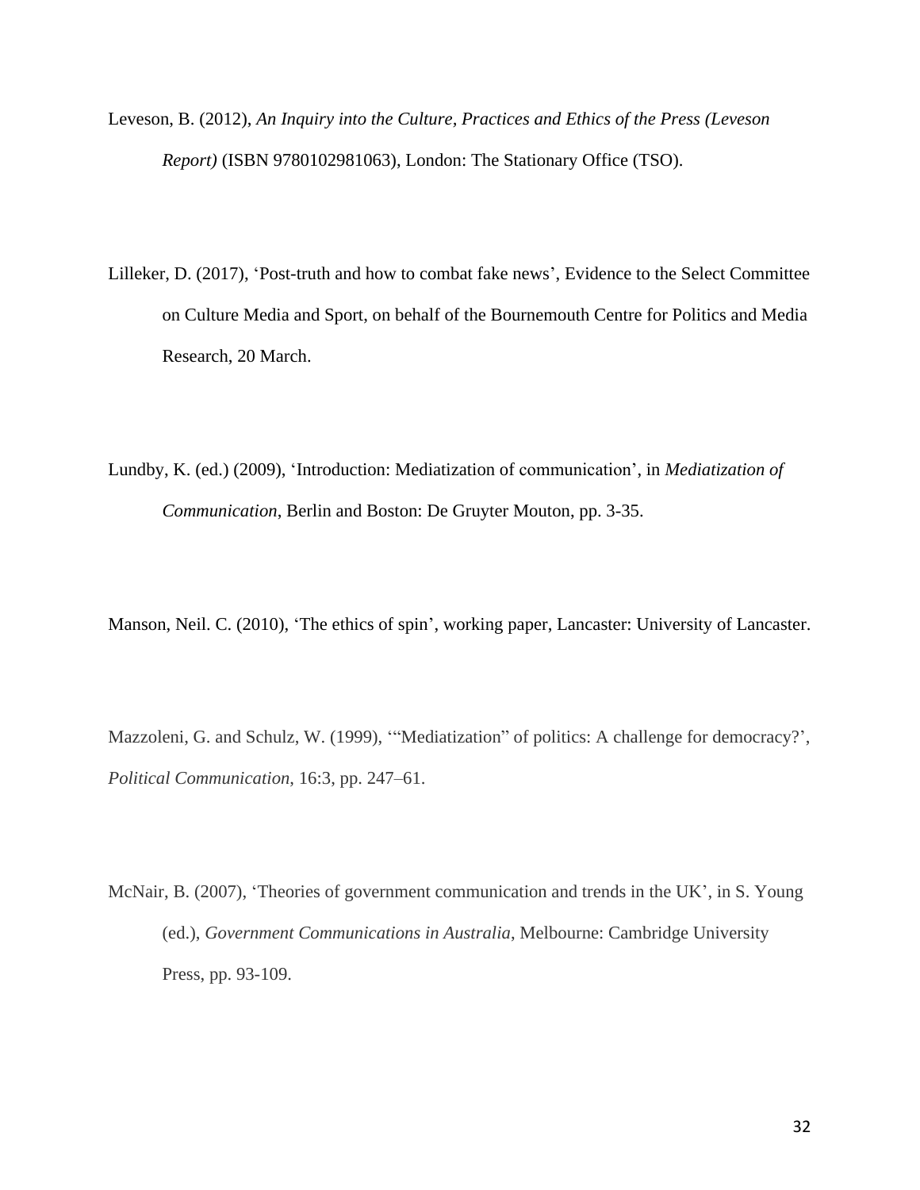Leveson, B. (2012), *An Inquiry into the Culture, Practices and Ethics of the Press (Leveson Report)* (ISBN 9780102981063), London: The Stationary Office (TSO).

Lilleker, D. (2017), 'Post-truth and how to combat fake news', Evidence to the Select Committee on Culture Media and Sport, on behalf of the Bournemouth Centre for Politics and Media Research, 20 March.

Lundby, K. (ed.) (2009), 'Introduction: Mediatization of communication', in *Mediatization of Communication*, Berlin and Boston: De Gruyter Mouton, pp. 3-35.

Manson, Neil. C. (2010), 'The ethics of spin', working paper, Lancaster: University of Lancaster.

Mazzoleni, G. and Schulz, W. (1999), '"Mediatization" of politics: A challenge for democracy?', *Political Communication*, 16:3, pp. 247–61.

McNair, B. (2007), 'Theories of government communication and trends in the UK', in S. Young (ed.), *Government Communications in Australia*, Melbourne: Cambridge University Press, pp. 93-109.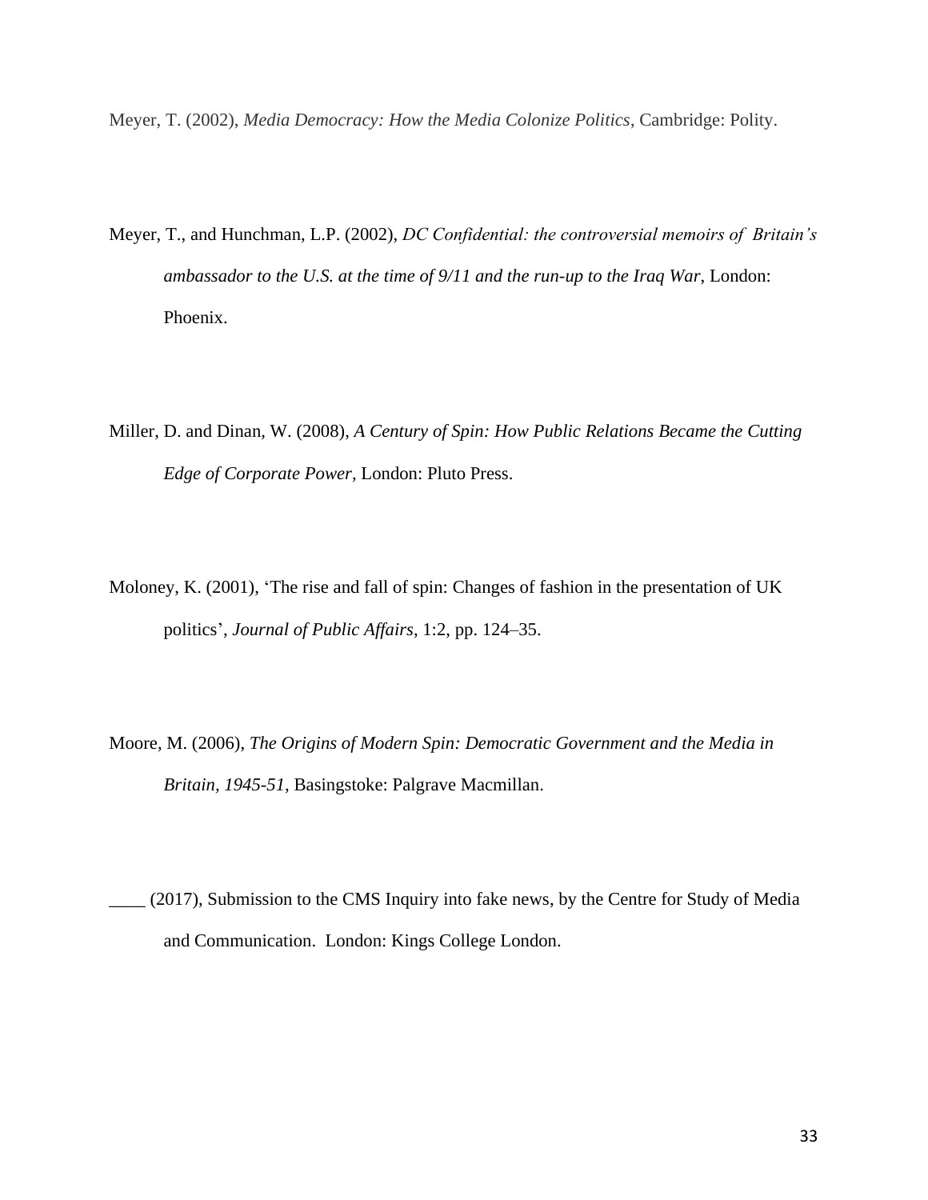Meyer, T. (2002), *Media Democracy: How the Media Colonize Politics*, Cambridge: Polity.

Meyer, T., and Hunchman, L.P. (2002), *DC Confidential: the controversial memoirs of Britain's ambassador to the U.S. at the time of 9/11 and the run-up to the Iraq War*, London: Phoenix.

Miller, D. and Dinan, W. (2008), *A Century of Spin: How Public Relations Became the Cutting Edge of Corporate Power*, London: Pluto Press.

Moloney, K. (2001), 'The rise and fall of spin: Changes of fashion in the presentation of UK politics', *Journal of Public Affairs*, 1:2, pp. 124–35.

Moore, M. (2006), *The Origins of Modern Spin: Democratic Government and the Media in Britain, 1945-51*, Basingstoke: Palgrave Macmillan.

____ (2017), Submission to the CMS Inquiry into fake news, by the Centre for Study of Media and Communication. London: Kings College London.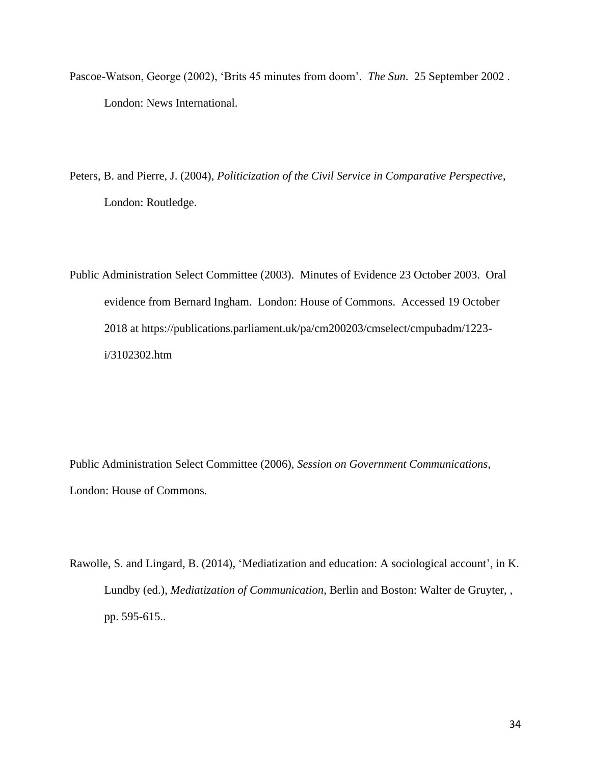Pascoe-Watson, George (2002), 'Brits 45 minutes from doom'. *The Sun*. 25 September 2002 . London: News International.

Peters, B. and Pierre, J. (2004), *Politicization of the Civil Service in Comparative Perspective*, London: Routledge.

Public Administration Select Committee (2003). Minutes of Evidence 23 October 2003. Oral evidence from Bernard Ingham. London: House of Commons. Accessed 19 October 2018 at https://publications.parliament.uk/pa/cm200203/cmselect/cmpubadm/1223-i/3102302.htm

Public Administration Select Committee (2006), *Session on Government Communications*, London: House of Commons.

Rawolle, S. and Lingard, B. (2014), 'Mediatization and education: A sociological account', in K. Lundby (ed.), *Mediatization of Communication*, Berlin and Boston: Walter de Gruyter, , pp. 595-615..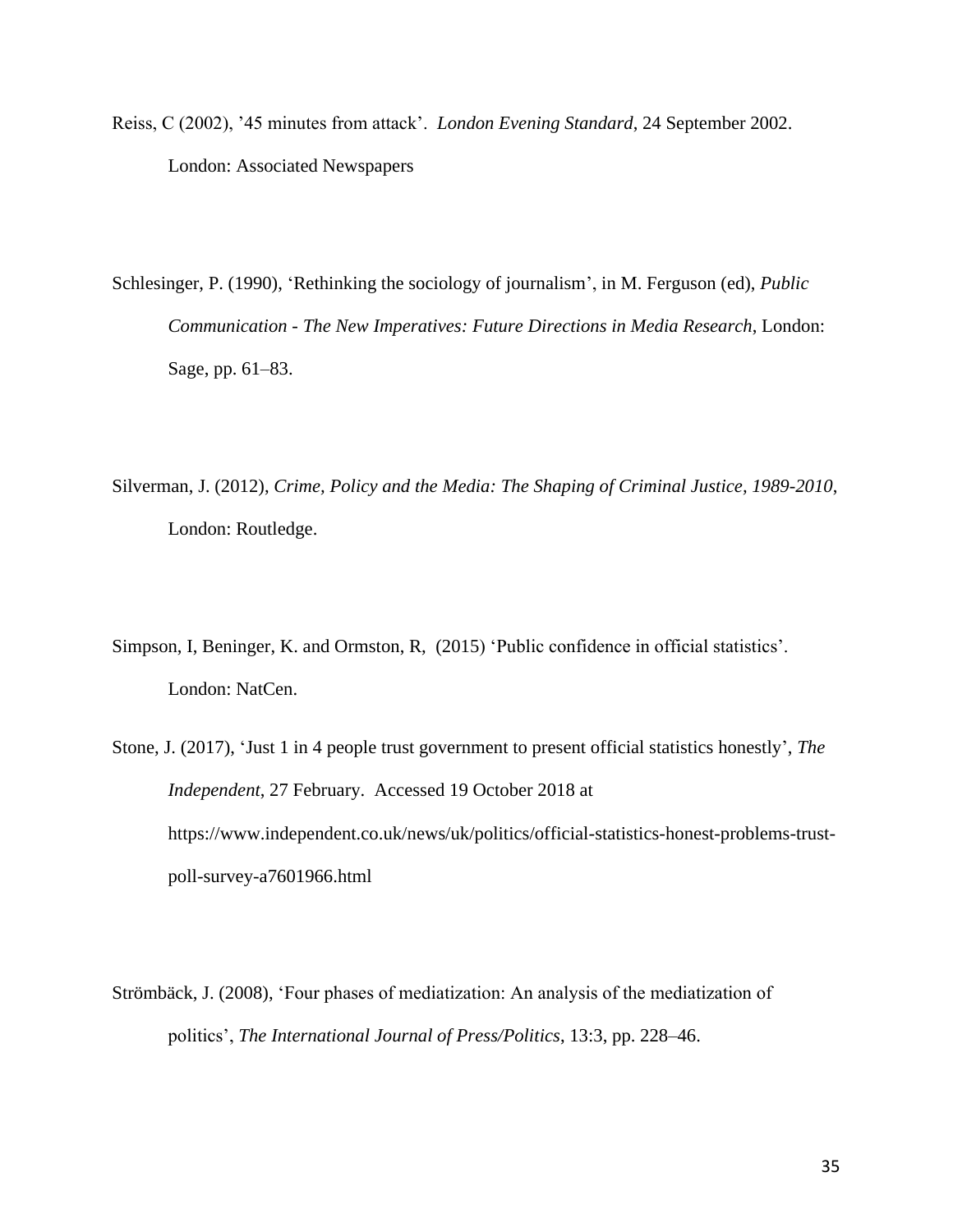Reiss, C (2002), '45 minutes from attack'. *London Evening Standard*, 24 September 2002. London: Associated Newspapers

Schlesinger, P. (1990), 'Rethinking the sociology of journalism', in M. Ferguson (ed), *Public Communication - The New Imperatives: Future Directions in Media Research*, London: Sage, pp. 61–83.

Silverman, J. (2012), *Crime, Policy and the Media: The Shaping of Criminal Justice, 1989-2010*, London: Routledge.

Simpson, I, Beninger, K. and Ormston, R, (2015) 'Public confidence in official statistics'. London: NatCen.

Stone, J. (2017), 'Just 1 in 4 people trust government to present official statistics honestly', *The Independent*, 27 February. Accessed 19 October 2018 at https://www.independent.co.uk/news/uk/politics/official-statistics-honest-problems-trust-poll-survey-a7601966.html

Strömbäck, J. (2008), 'Four phases of mediatization: An analysis of the mediatization of politics', *The International Journal of Press/Politics*, 13:3, pp. 228–46.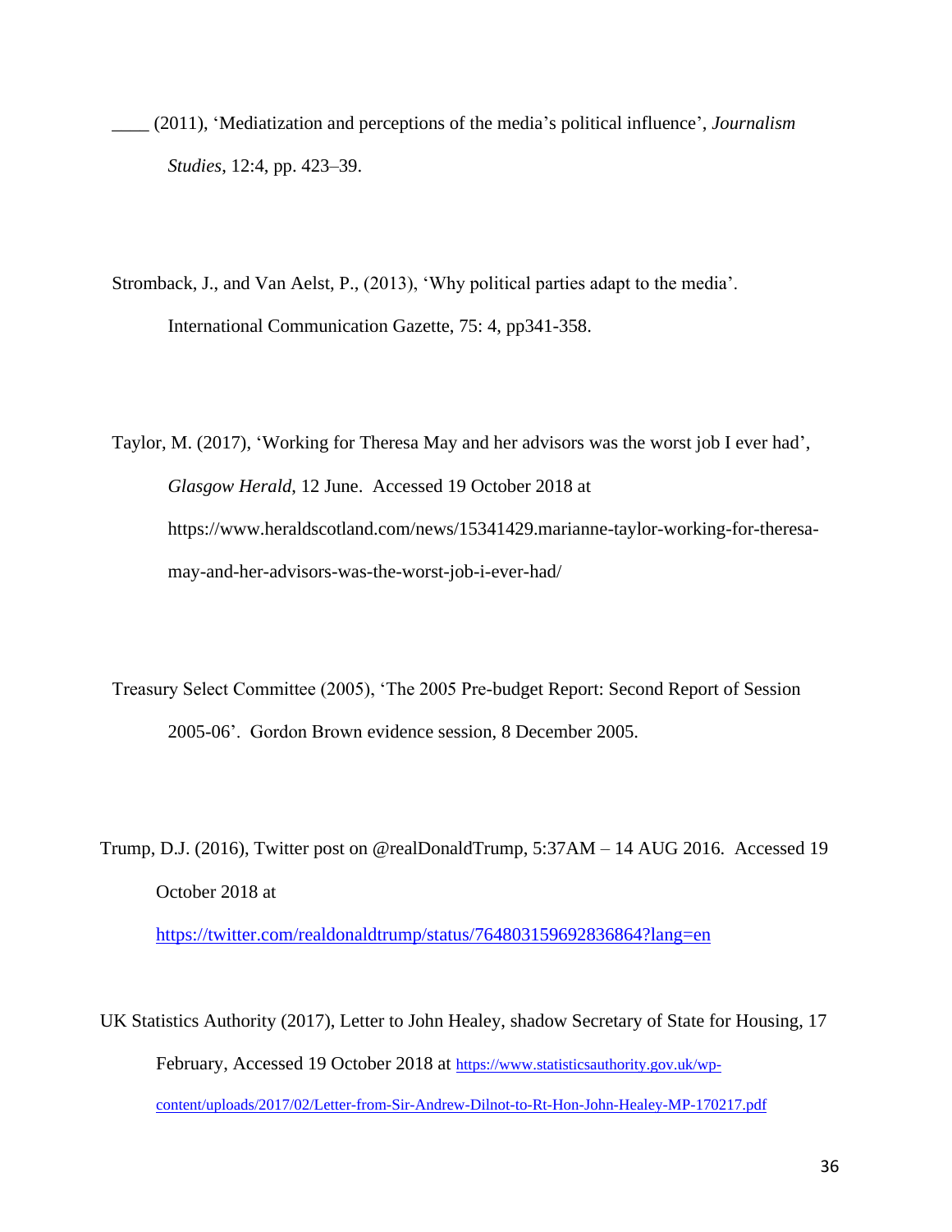____ (2011), 'Mediatization and perceptions of the media's political influence', *Journalism Studies*, 12:4, pp. 423–39.

Stromback, J., and Van Aelst, P., (2013), 'Why political parties adapt to the media'. International Communication Gazette, 75: 4, pp341-358.

Taylor, M. (2017), 'Working for Theresa May and her advisors was the worst job I ever had', *Glasgow Herald*, 12 June. Accessed 19 October 2018 at https://www.heraldscotland.com/news/15341429.marianne-taylor-working-for-theresa-may-and-her-advisors-was-the-worst-job-i-ever-had/

Treasury Select Committee (2005), 'The 2005 Pre-budget Report: Second Report of Session 2005-06'. Gordon Brown evidence session, 8 December 2005.

Trump, D.J. (2016), Twitter post on @realDonaldTrump, 5:37AM – 14 AUG 2016. Accessed 19 October 2018 at https://twitter.com/realdonaldtrump/status/764803159692836864?lang=en

UK Statistics Authority (2017), Letter to John Healey, shadow Secretary of State for Housing, 17 February, Accessed 19 October 2018 at https://www.statisticsauthority.gov.uk/wp-content/uploads/2017/02/Letter-from-Sir-Andrew-Dilnot-to-Rt-Hon-John-Healey-MP-170217.pdf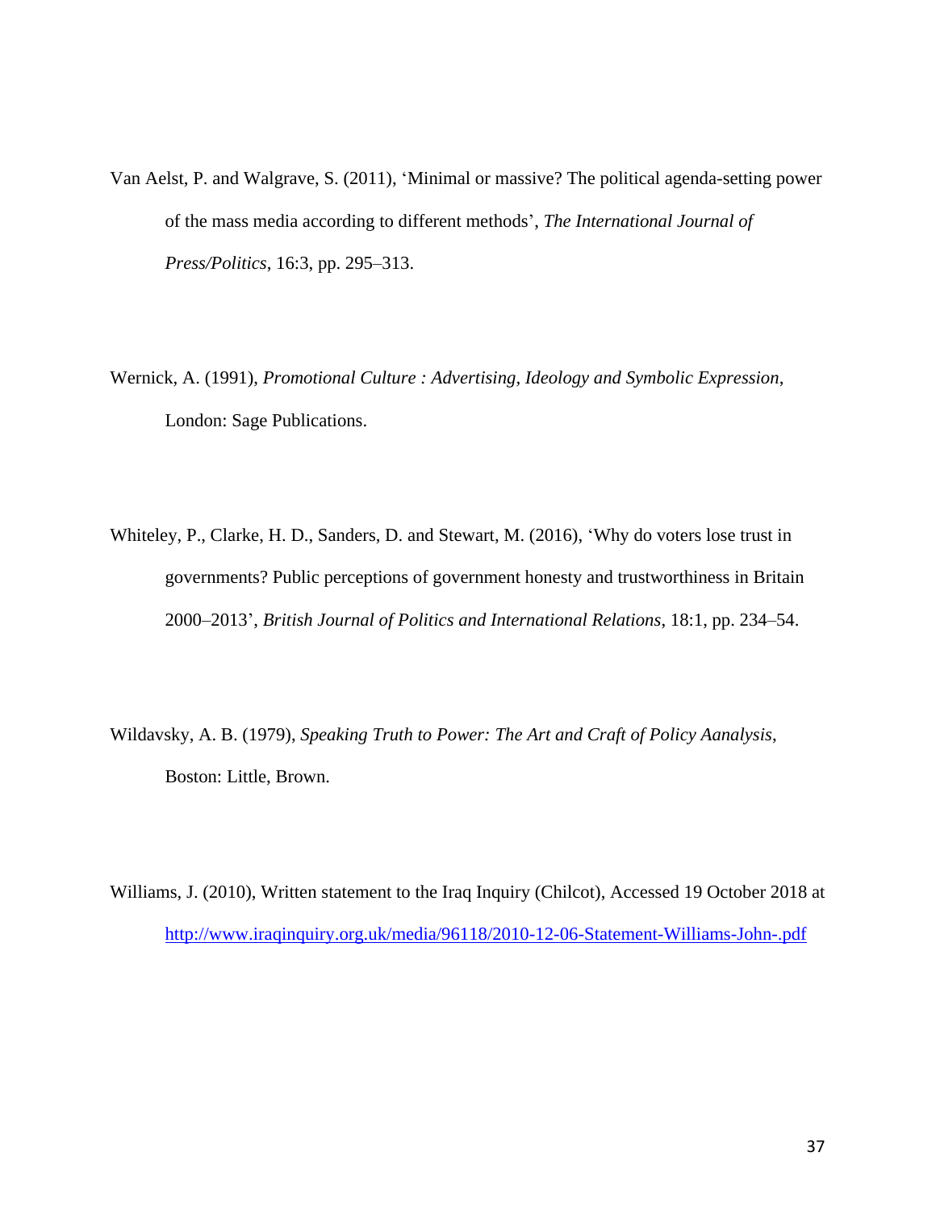Van Aelst, P. and Walgrave, S. (2011), 'Minimal or massive? The political agenda-setting power of the mass media according to different methods', *The International Journal of Press/Politics*, 16:3, pp. 295–313.

Wernick, A. (1991), *Promotional Culture : Advertising, Ideology and Symbolic Expression*, London: Sage Publications.

Whiteley, P., Clarke, H. D., Sanders, D. and Stewart, M. (2016), 'Why do voters lose trust in governments? Public perceptions of government honesty and trustworthiness in Britain 2000–2013', *British Journal of Politics and International Relations*, 18:1, pp. 234–54.

Wildavsky, A. B. (1979), *Speaking Truth to Power: The Art and Craft of Policy Aanalysis*, Boston: Little, Brown.

Williams, J. (2010), Written statement to the Iraq Inquiry (Chilcot), Accessed 19 October 2018 at http://www.iraqinquiry.org.uk/media/96118/2010-12-06-Statement-Williams-John-.pdf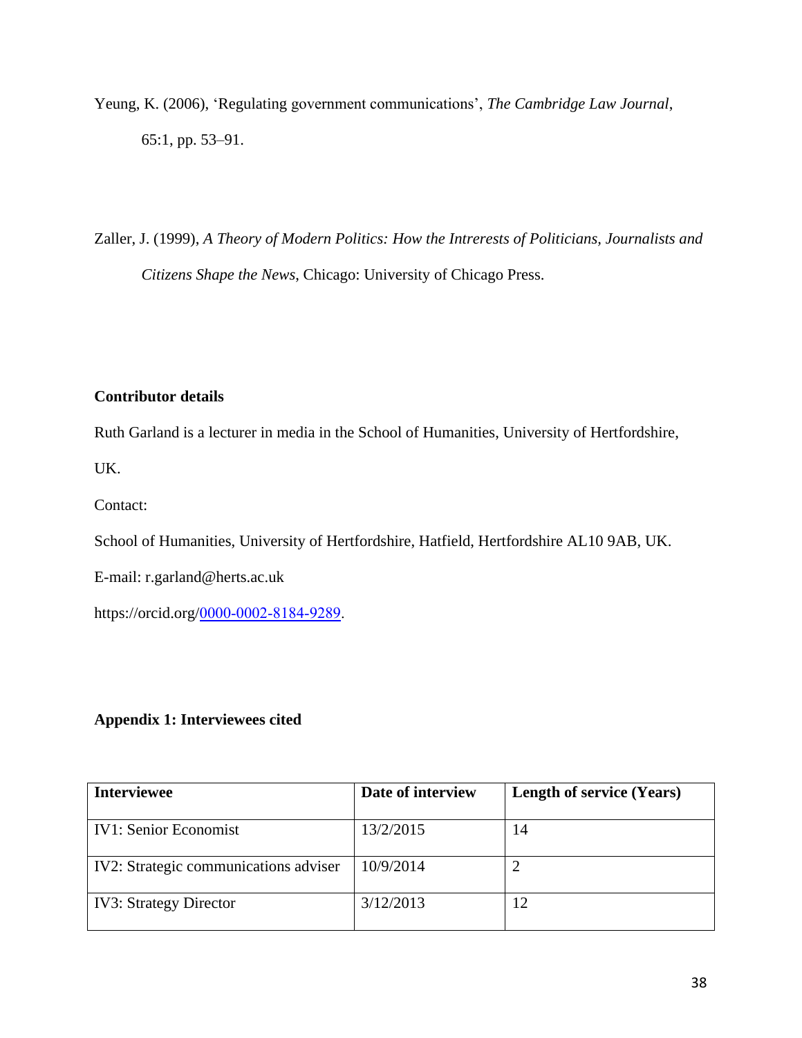Yeung, K. (2006), 'Regulating government communications', *The Cambridge Law Journal*, 65:1, pp. 53–91.

Zaller, J. (1999), *A Theory of Modern Politics: How the Intrerests of Politicians, Journalists and Citizens Shape the News*, Chicago: University of Chicago Press.

**Contributor details**

Ruth Garland is a lecturer in media in the School of Humanities, University of Hertfordshire, UK.

Contact:

School of Humanities, University of Hertfordshire, Hatfield, Hertfordshire AL10 9AB, UK.

E-mail: r.garland@herts.ac.uk

https://orcid.org/0000-0002-8184-9289.

**Appendix 1: Interviewees cited**

| Interviewee | Date of interview | Length of service (Years) |
|---|---|---|
| IV1: Senior Economist | 13/2/2015 | 14 |
| IV2: Strategic communications adviser | 10/9/2014 | 2 |
| IV3: Strategy Director | 3/12/2013 | 12 |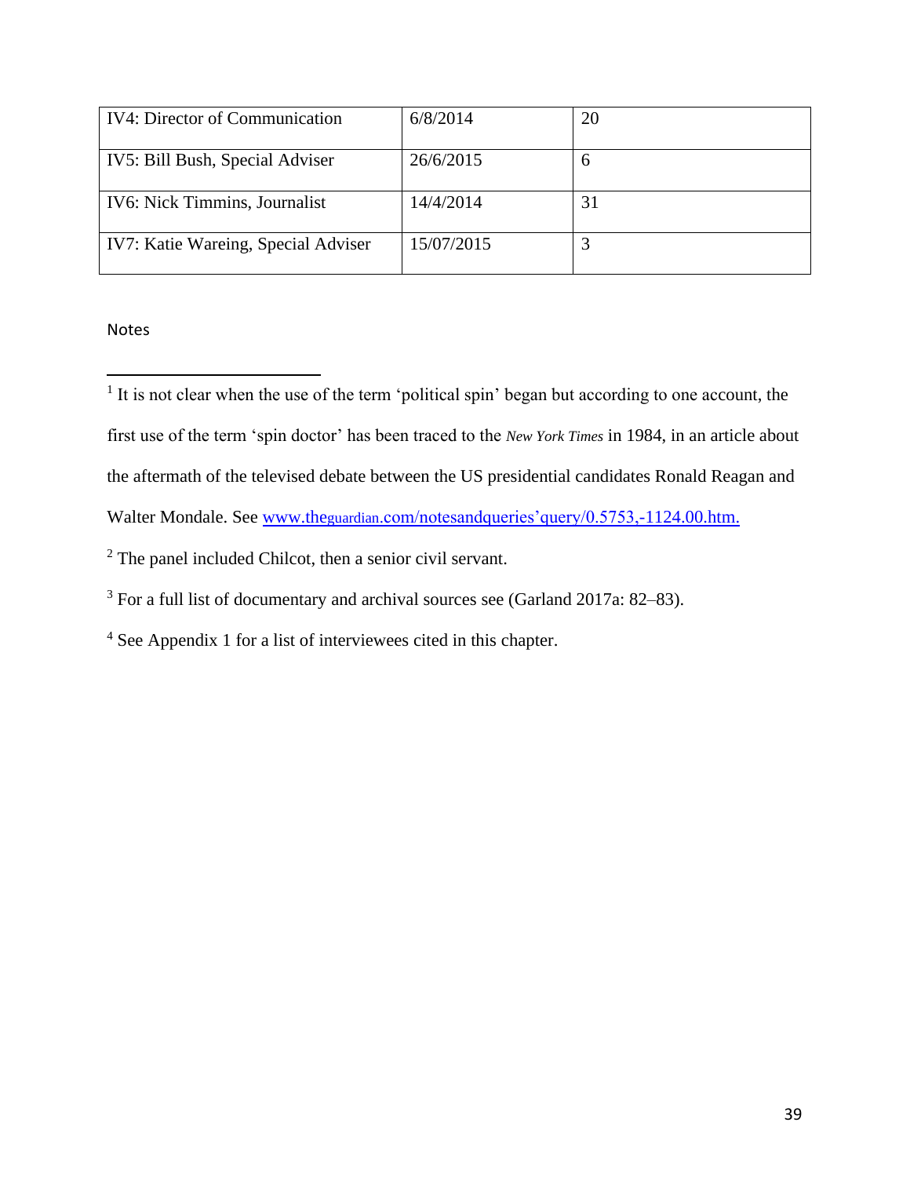| | | |
|---|---|---|
| IV4: Director of Communication | 6/8/2014 | 20 |
| IV5: Bill Bush, Special Adviser | 26/6/2015 | 6 |
| IV6: Nick Timmins, Journalist | 14/4/2014 | 31 |
| IV7: Katie Wareing, Special Adviser | 15/07/2015 | 3 |

Notes

[1] It is not clear when the use of the term 'political spin' began but according to one account, the first use of the term 'spin doctor' has been traced to the *New York Times* in 1984, in an article about the aftermath of the televised debate between the US presidential candidates Ronald Reagan and Walter Mondale. See www.theguardian.com/notesandqueries'query/0.5753,-1124.00.htm.

[2] The panel included Chilcot, then a senior civil servant.

[3] For a full list of documentary and archival sources see (Garland 2017a: 82–83).

[4] See Appendix 1 for a list of interviewees cited in this chapter.